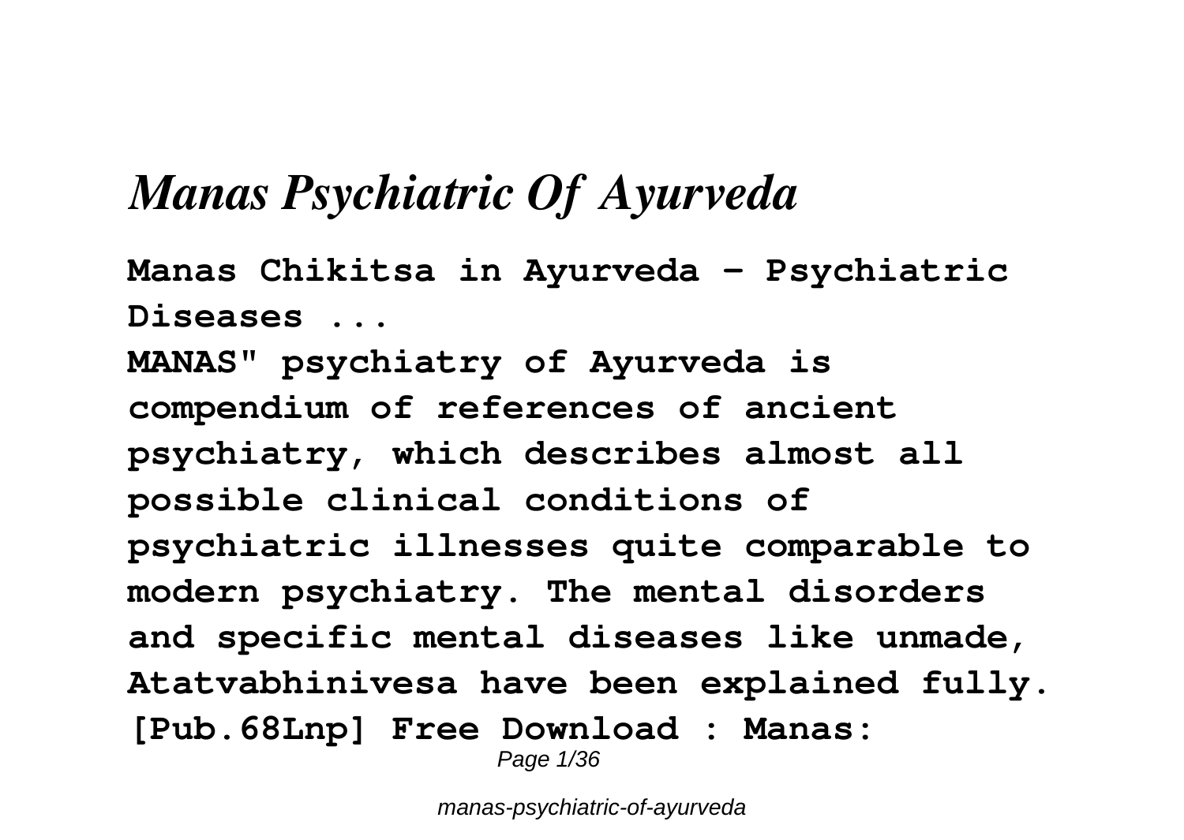# *Manas Psychiatric Of Ayurveda*

**Manas Chikitsa in Ayurveda - Psychiatric Diseases ...**

**MANAS" psychiatry of Ayurveda is compendium of references of ancient psychiatry, which describes almost all possible clinical conditions of psychiatric illnesses quite comparable to modern psychiatry. The mental disorders and specific mental diseases like unmade, Atatvabhinivesa have been explained fully.**

**[Pub.68Lnp] Free Download : Manas:**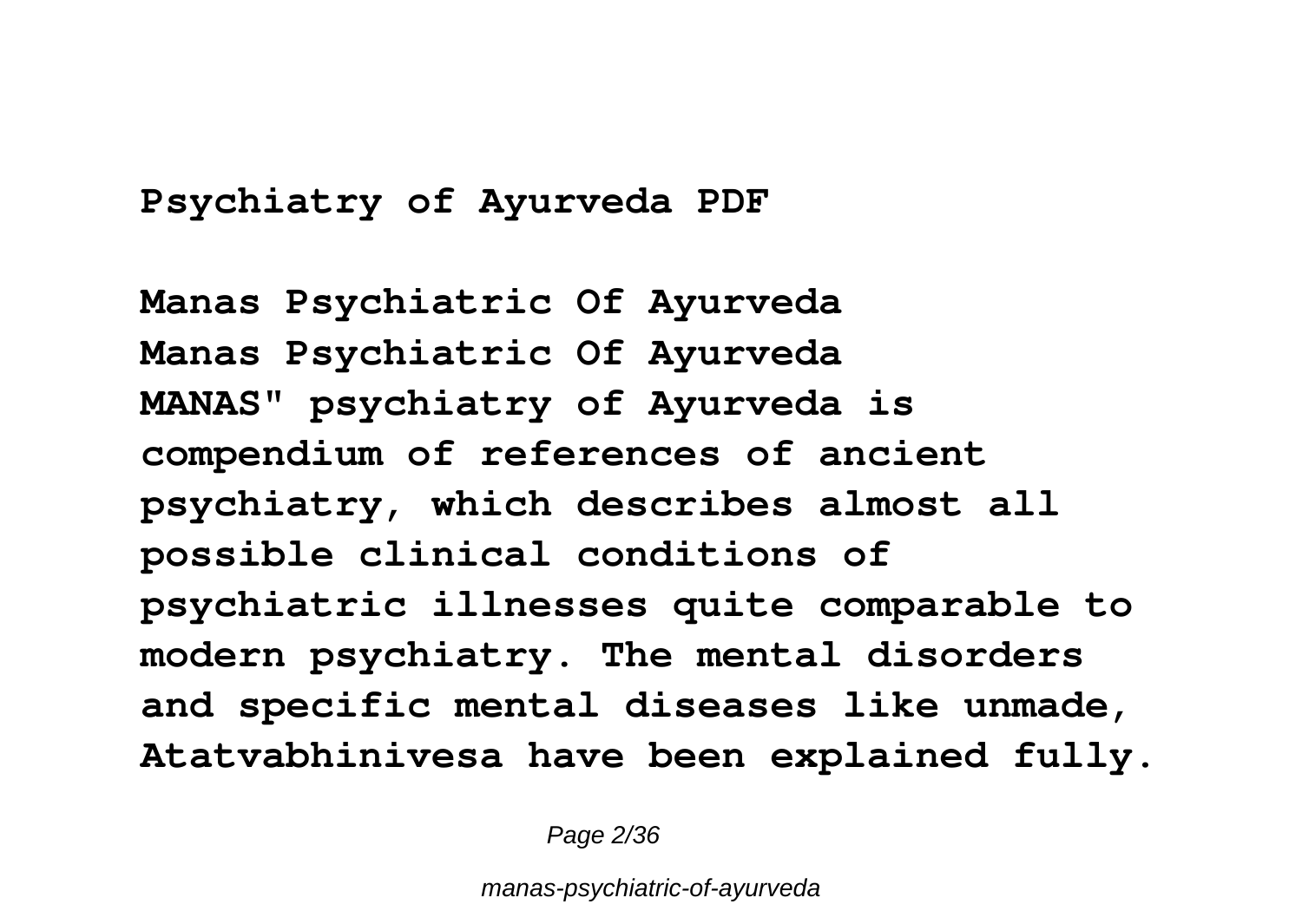**Psychiatry of Ayurveda PDF**

**Manas Psychiatric Of Ayurveda**

**Manas Psychiatric Of Ayurveda**

**MANAS" psychiatry of Ayurveda is compendium of references of ancient psychiatry, which describes almost all possible clinical conditions of psychiatric illnesses quite comparable to modern psychiatry. The mental disorders and specific mental diseases like unmade, Atatvabhinivesa have been explained fully.**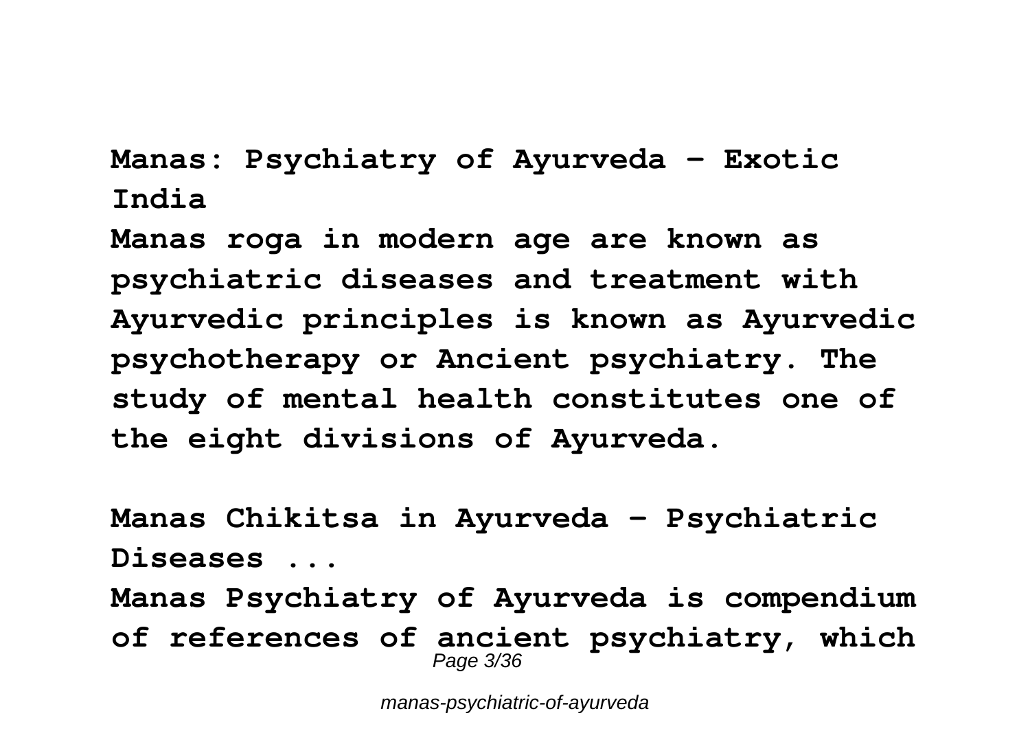**Manas: Psychiatry of Ayurveda - Exotic India**

**Manas roga in modern age are known as psychiatric diseases and treatment with Ayurvedic principles is known as Ayurvedic psychotherapy or Ancient psychiatry. The study of mental health constitutes one of the eight divisions of Ayurveda.**

**Manas Chikitsa in Ayurveda - Psychiatric Diseases ...**

**Manas Psychiatry of Ayurveda is compendium of references of ancient psychiatry, which**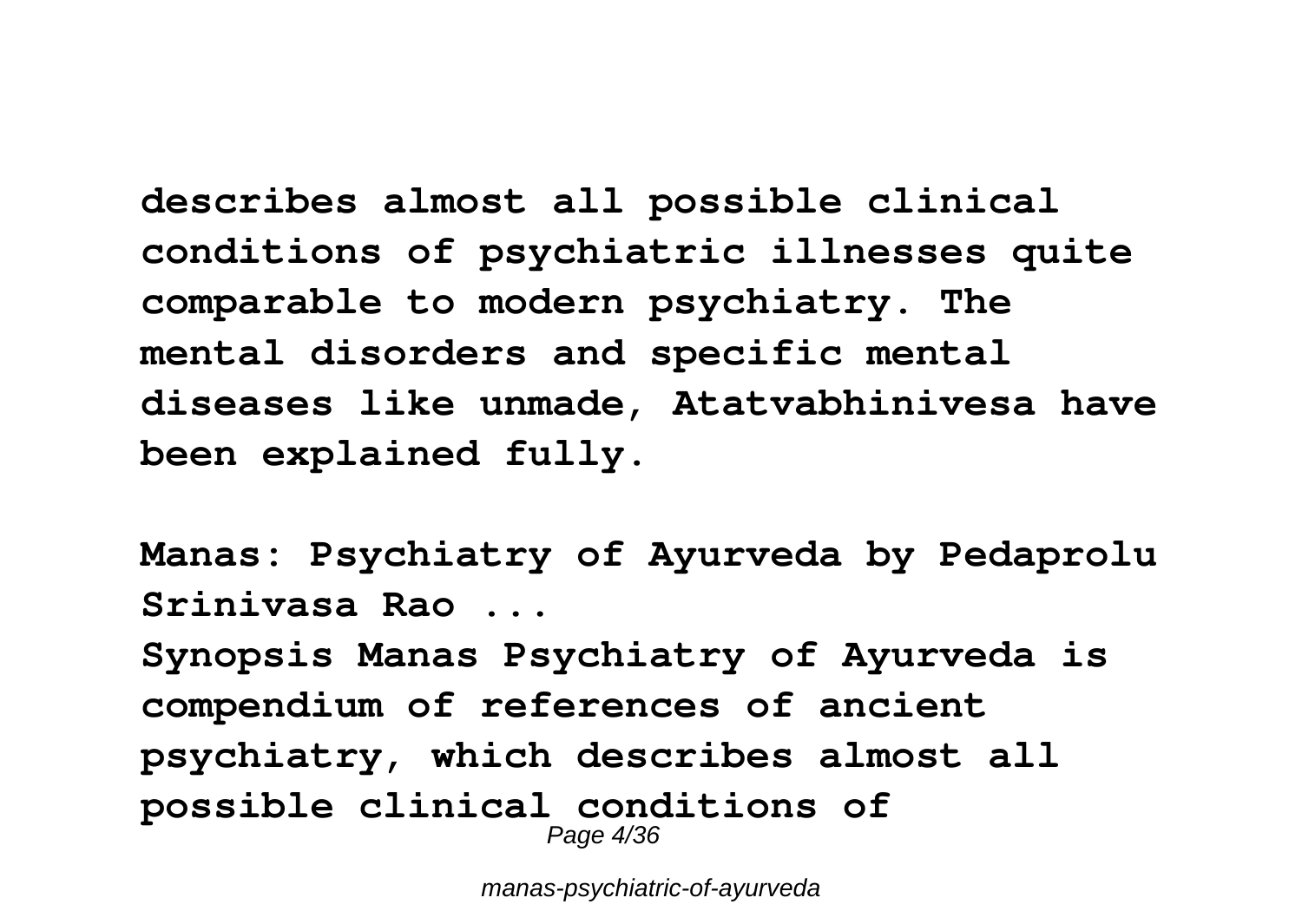**describes almost all possible clinical conditions of psychiatric illnesses quite comparable to modern psychiatry. The mental disorders and specific mental diseases like unmade, Atatvabhinivesa have been explained fully.**

**Manas: Psychiatry of Ayurveda by Pedaprolu Srinivasa Rao ...**

**Synopsis Manas Psychiatry of Ayurveda is compendium of references of ancient psychiatry, which describes almost all possible clinical conditions of**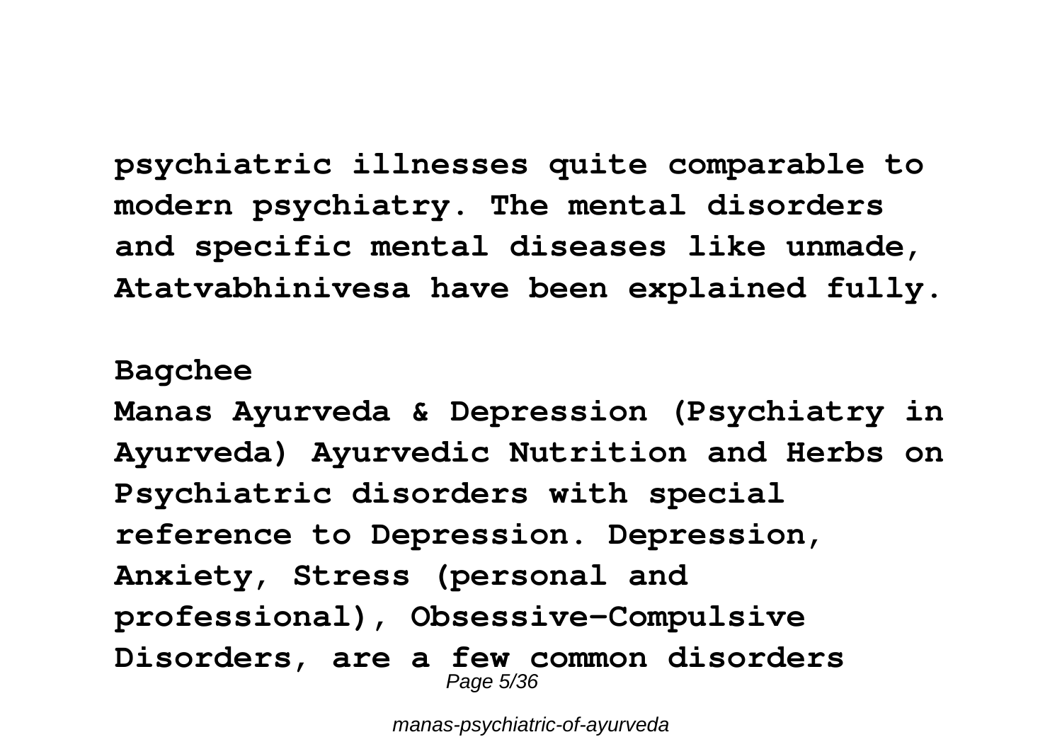**psychiatric illnesses quite comparable to modern psychiatry. The mental disorders and specific mental diseases like unmade, Atatvabhinivesa have been explained fully.**

**Bagchee**

**Manas Ayurveda & Depression (Psychiatry in Ayurveda) Ayurvedic Nutrition and Herbs on Psychiatric disorders with special reference to Depression. Depression, Anxiety, Stress (personal and professional), Obsessive-Compulsive Disorders, are a few common disorders**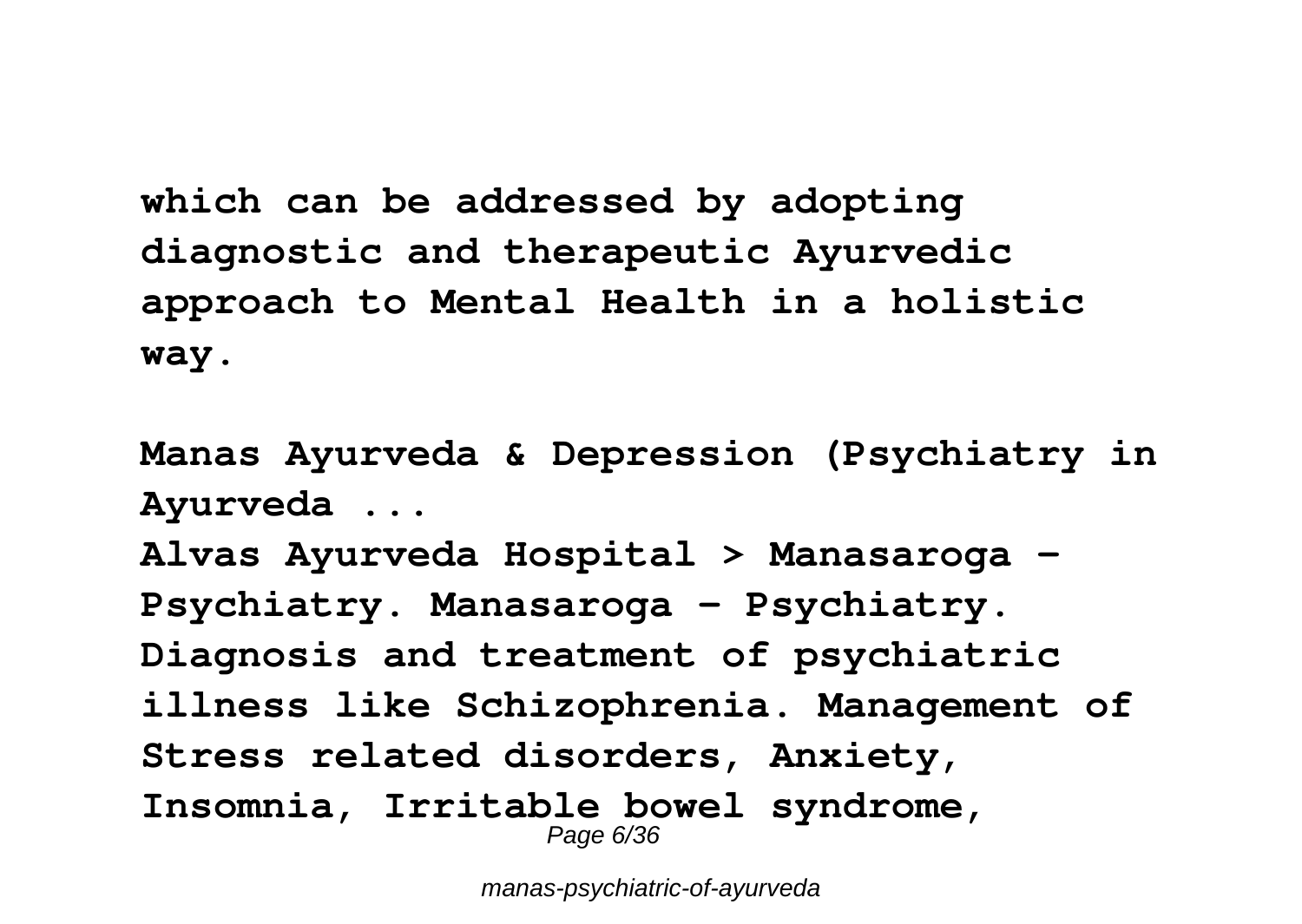**which can be addressed by adopting diagnostic and therapeutic Ayurvedic approach to Mental Health in a holistic way.**

**Manas Ayurveda & Depression (Psychiatry in Ayurveda ...**

**Alvas Ayurveda Hospital > Manasaroga – Psychiatry. Manasaroga – Psychiatry. Diagnosis and treatment of psychiatric illness like Schizophrenia. Management of Stress related disorders, Anxiety, Insomnia, Irritable bowel syndrome,**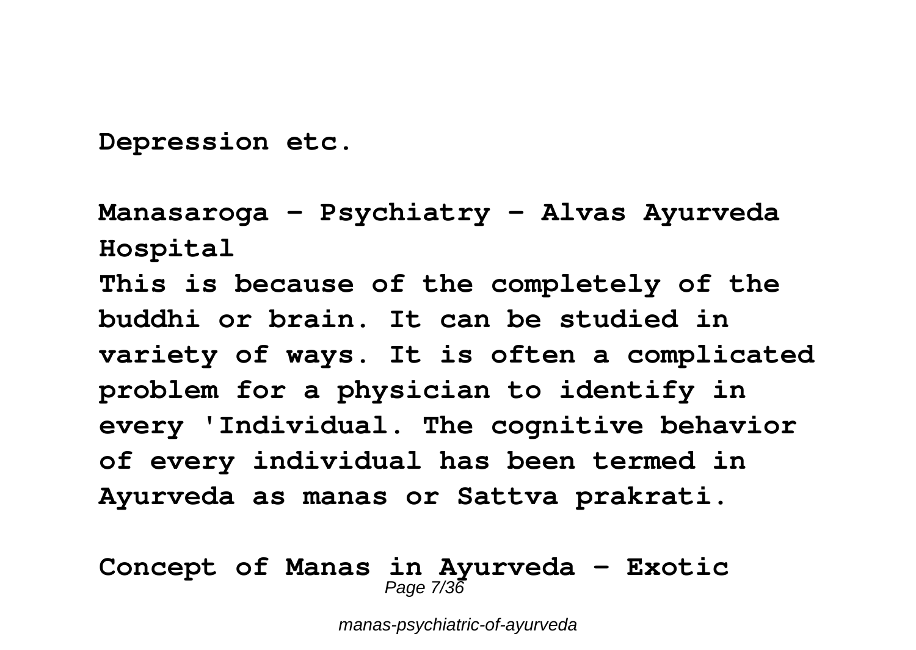**Depression etc.**

**Manasaroga – Psychiatry – Alvas Ayurveda Hospital**

**This is because of the completely of the buddhi or brain. It can be studied in variety of ways. It is often a complicated problem for a physician to identify in every 'Individual. The cognitive behavior of every individual has been termed in Ayurveda as manas or Sattva prakrati.**

**Concept of Manas in Ayurveda – Exotic**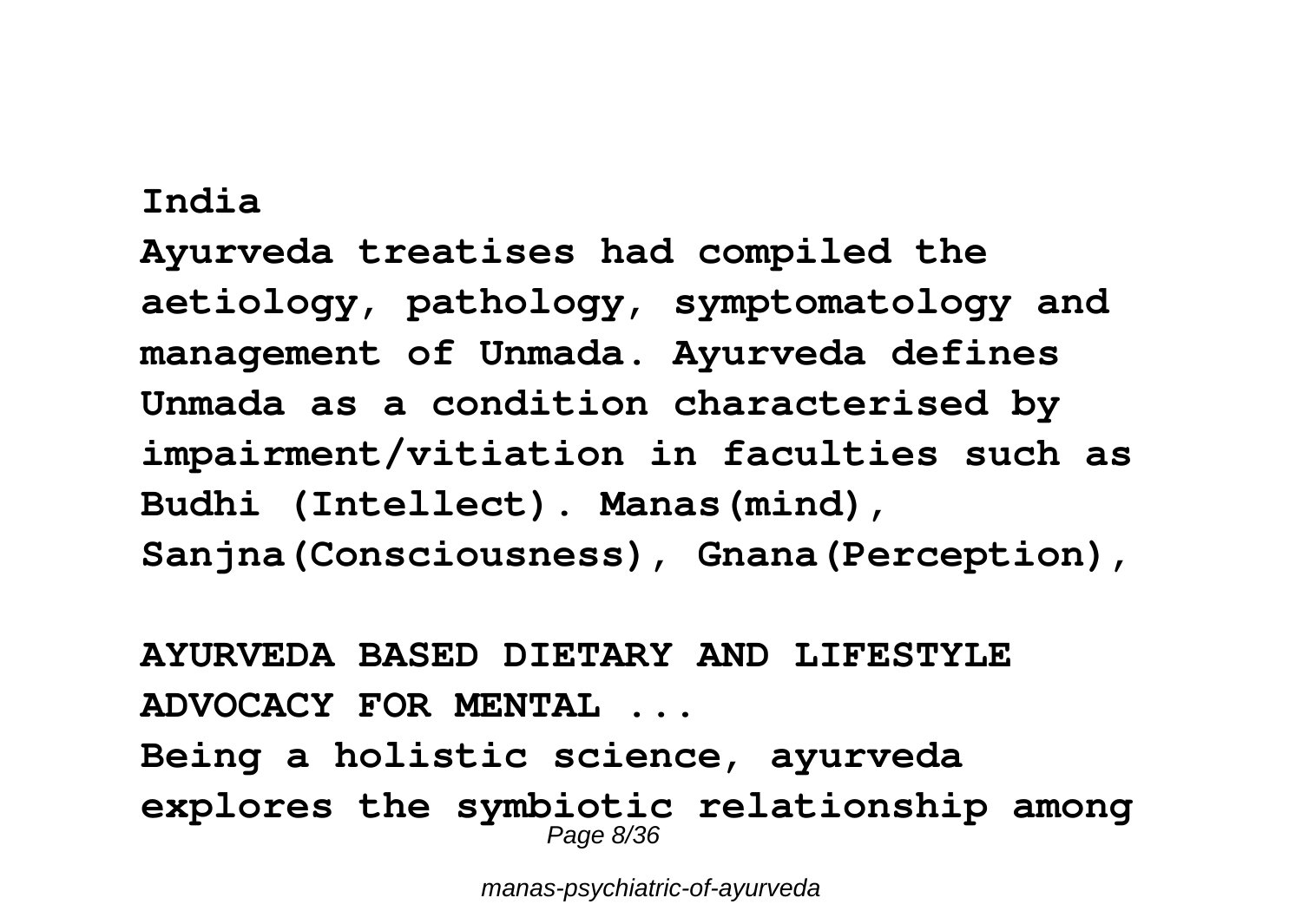**India**

**Ayurveda treatises had compiled the aetiology, pathology, symptomatology and management of Unmada. Ayurveda defines Unmada as a condition characterised by impairment/vitiation in faculties such as Budhi (Intellect). Manas(mind), Sanjna(Consciousness), Gnana(Perception),**

**AYURVEDA BASED DIETARY AND LIFESTYLE ADVOCACY FOR MENTAL ...**

**Being a holistic science, ayurveda explores the symbiotic relationship among**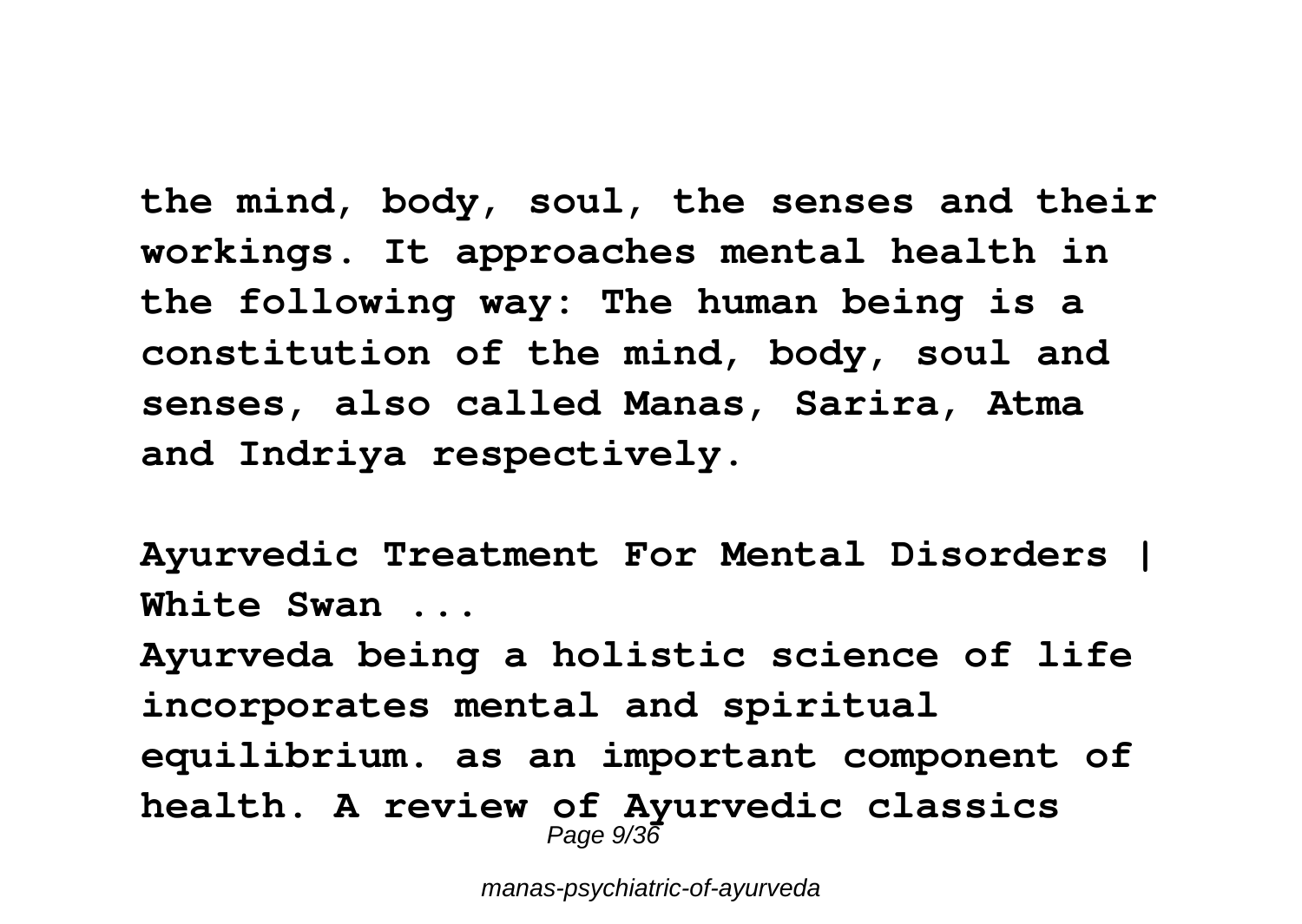**the mind, body, soul, the senses and their workings. It approaches mental health in the following way: The human being is a constitution of the mind, body, soul and senses, also called Manas, Sarira, Atma and Indriya respectively.**

**Ayurvedic Treatment For Mental Disorders | White Swan ...**

**Ayurveda being a holistic science of life incorporates mental and spiritual equilibrium. as an important component of health. A review of Ayurvedic classics**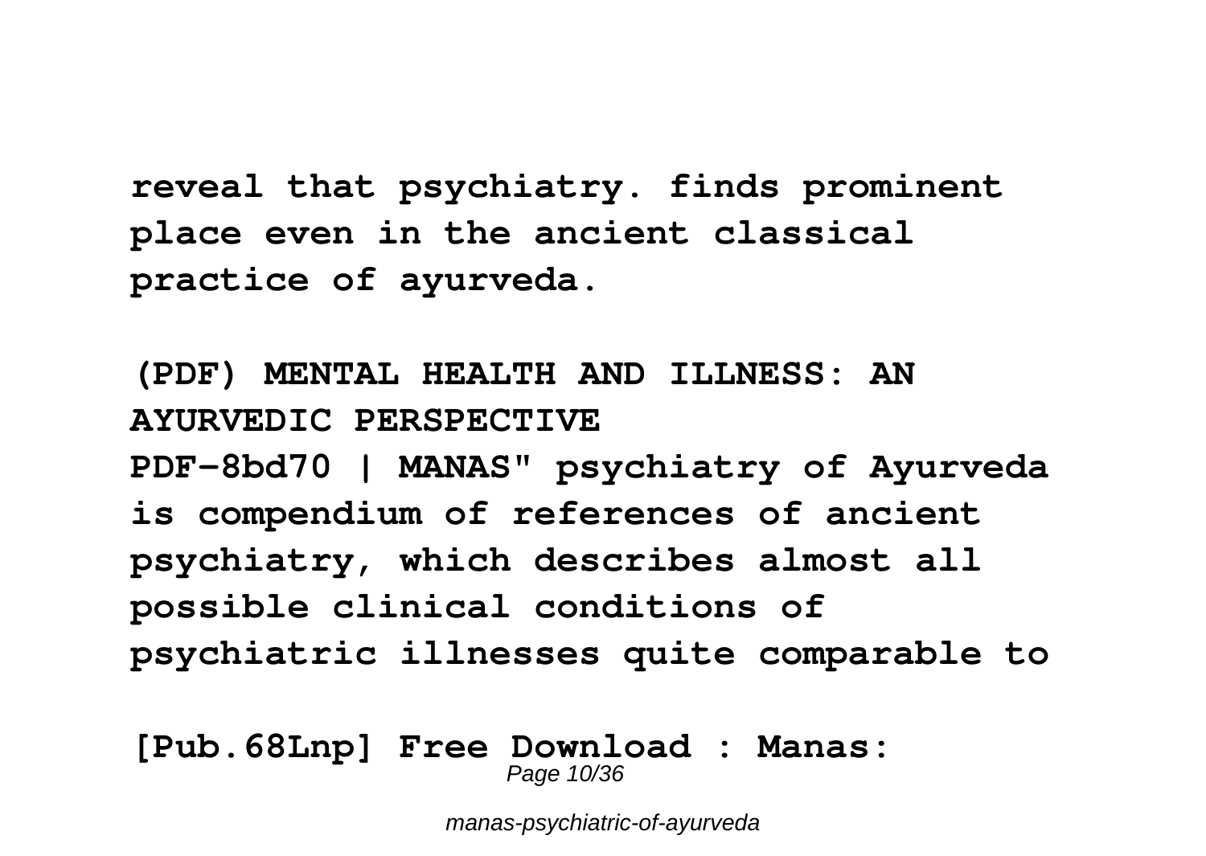**reveal that psychiatry. finds prominent place even in the ancient classical practice of ayurveda.**

**(PDF) MENTAL HEALTH AND ILLNESS: AN AYURVEDIC PERSPECTIVE**

**PDF-8bd70 | MANAS" psychiatry of Ayurveda is compendium of references of ancient psychiatry, which describes almost all possible clinical conditions of psychiatric illnesses quite comparable to**

**[Pub.68Lnp] Free Download : Manas:**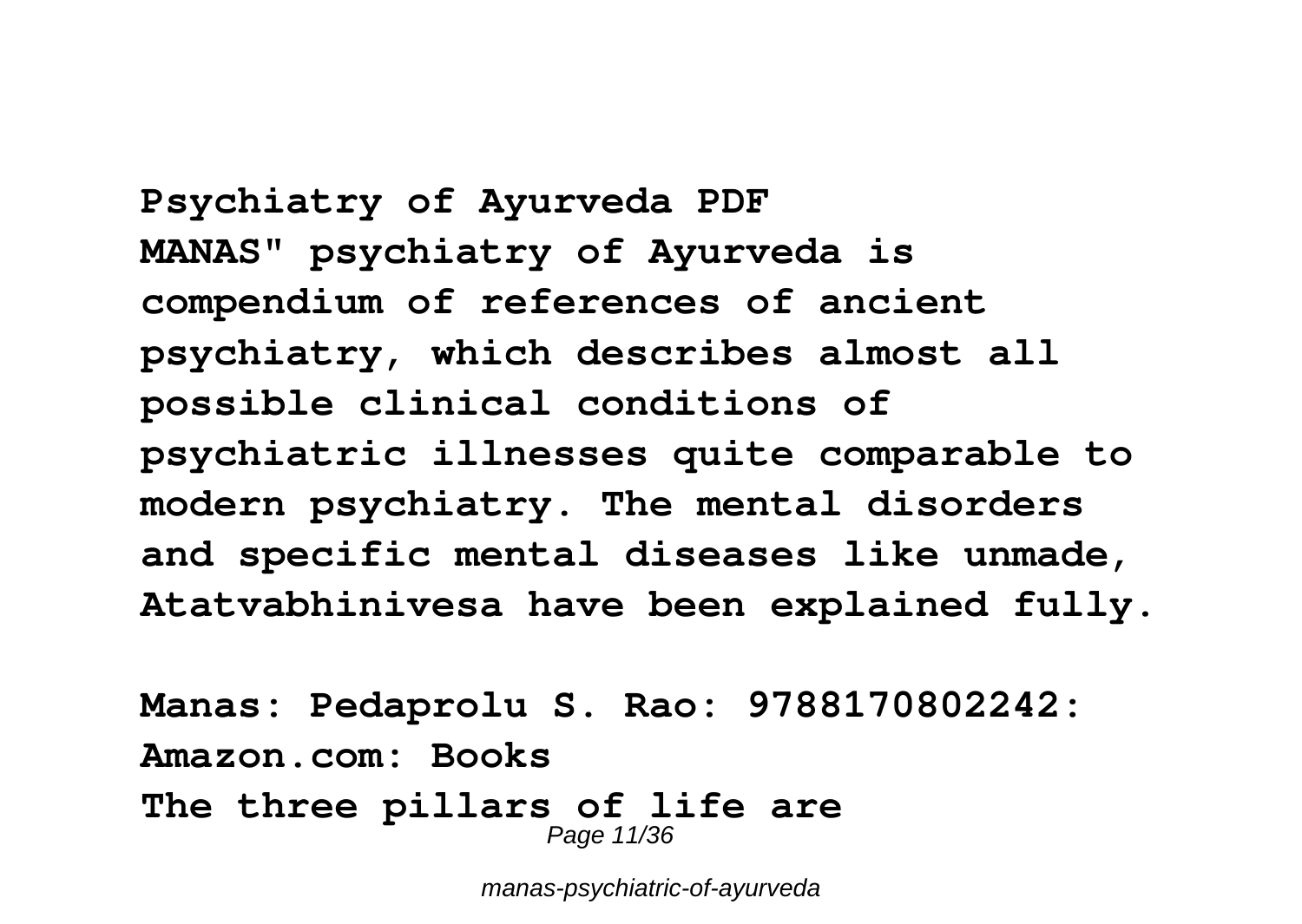**Psychiatry of Ayurveda PDF**

**MANAS" psychiatry of Ayurveda is compendium of references of ancient psychiatry, which describes almost all possible clinical conditions of psychiatric illnesses quite comparable to modern psychiatry. The mental disorders and specific mental diseases like unmade, Atatvabhinivesa have been explained fully.**

**Manas: Pedaprolu S. Rao: 9788170802242: Amazon.com: Books**

**The three pillars of life are**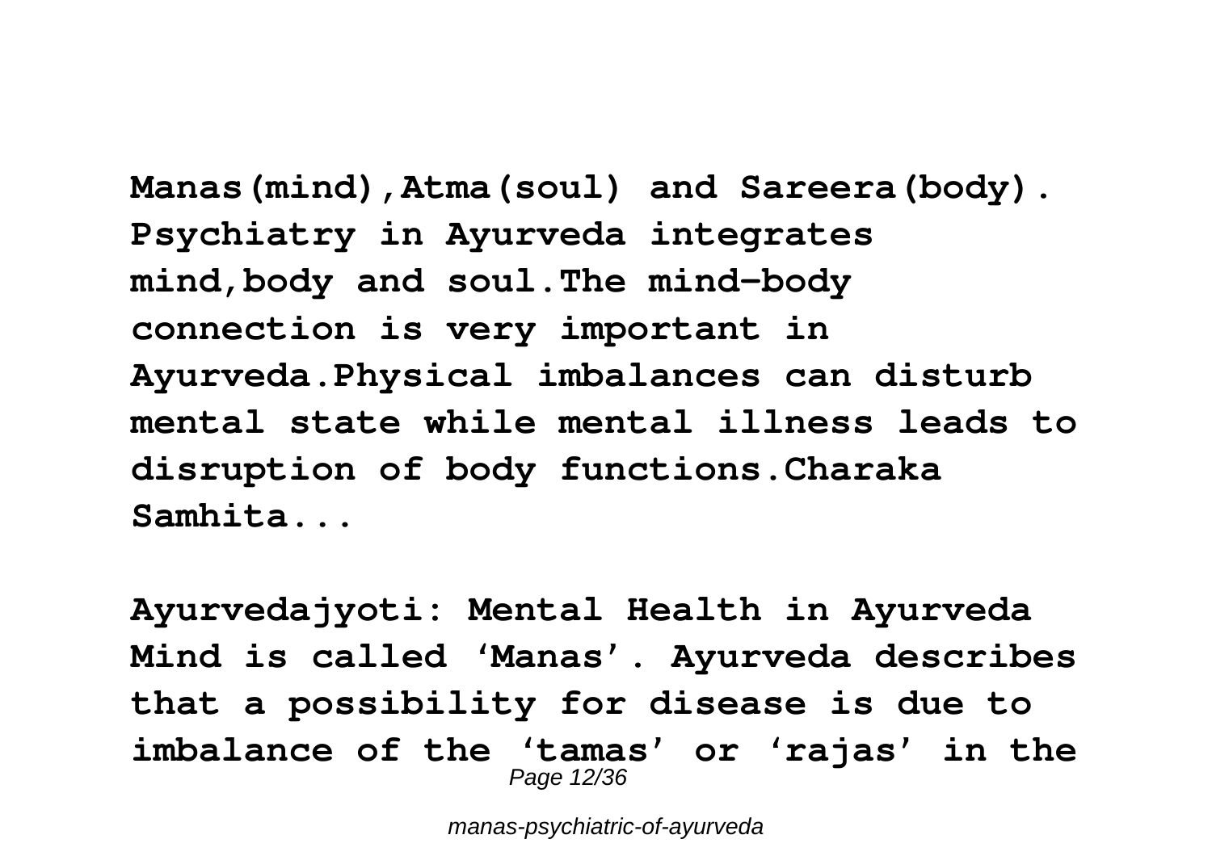**Manas(mind),Atma(soul) and Sareera(body). Psychiatry in Ayurveda integrates mind,body and soul.The mind-body connection is very important in Ayurveda.Physical imbalances can disturb mental state while mental illness leads to disruption of body functions.Charaka Samhita...**

**Ayurvedajyoti: Mental Health in Ayurveda Mind is called 'Manas'. Ayurveda describes that a possibility for disease is due to imbalance of the 'tamas' or 'rajas' in the**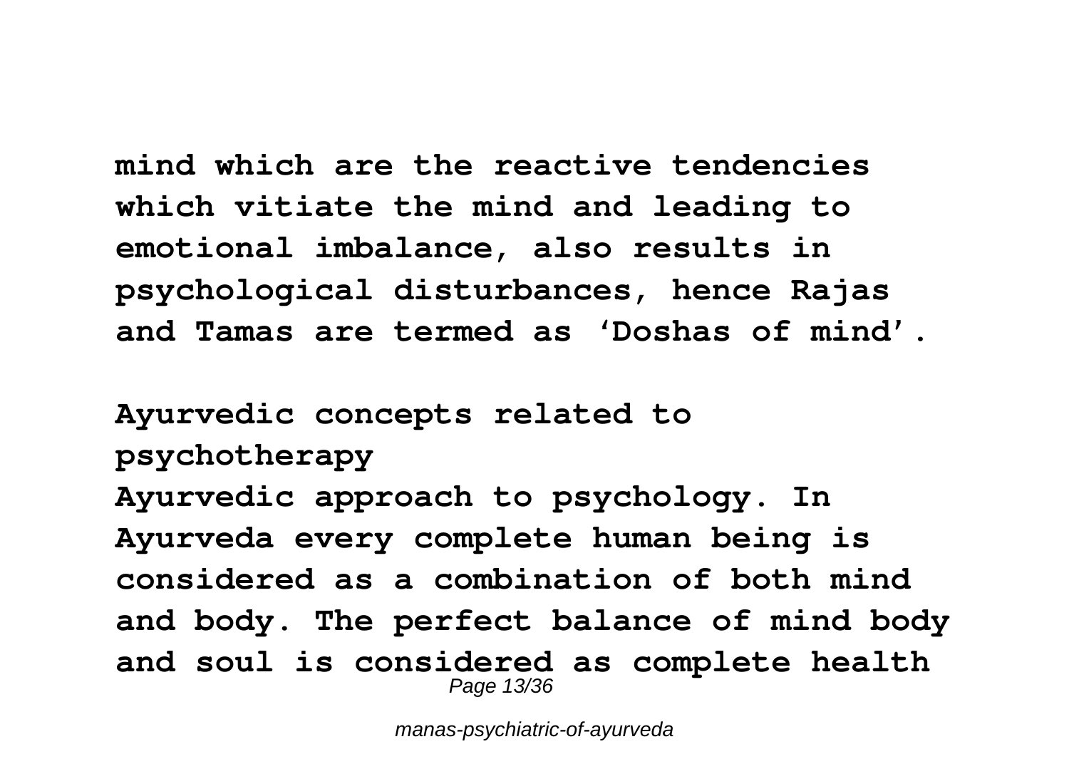mind which are the reactive tendencies which vitiate the mind and leading to emotional imbalance, also results in psychological disturbances, hence Rajas and Tamas are termed as 'Doshas of mind'.

**Ayurvedic concepts related to psychotherapy**

Ayurvedic approach to psychology. In Ayurveda every complete human being is considered as a combination of both mind and body. The perfect balance of mind body and soul is considered as complete health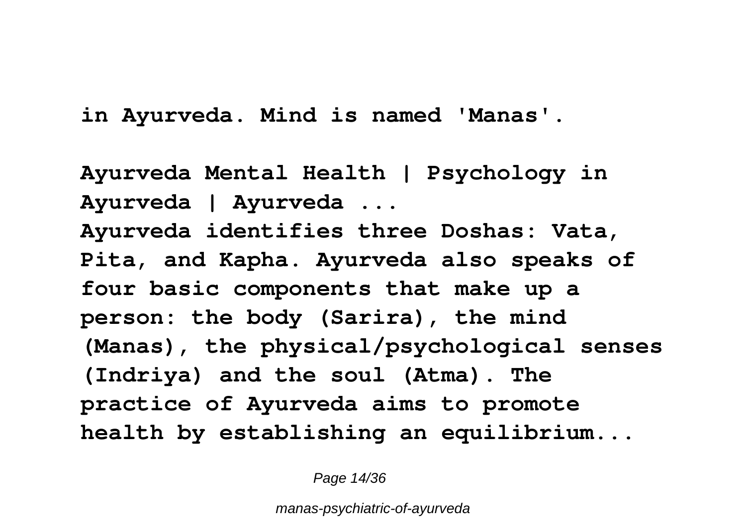**in Ayurveda. Mind is named 'Manas'.**

**Ayurveda Mental Health | Psychology in Ayurveda | Ayurveda ...**
**Ayurveda identifies three Doshas: Vata, Pita, and Kapha. Ayurveda also speaks of four basic components that make up a person: the body (Sarira), the mind (Manas), the physical/psychological senses (Indriya) and the soul (Atma). The practice of Ayurveda aims to promote health by establishing an equilibrium...**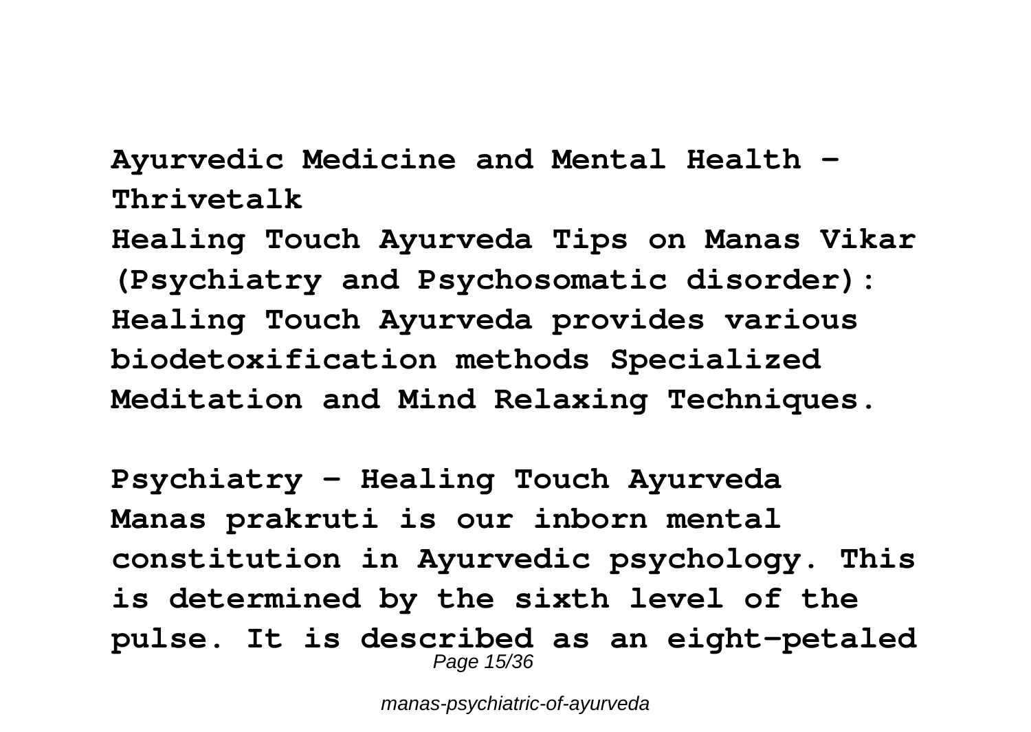**Ayurvedic Medicine and Mental Health - Thrivetalk**

**Healing Touch Ayurveda Tips on Manas Vikar (Psychiatry and Psychosomatic disorder): Healing Touch Ayurveda provides various biodetoxification methods Specialized Meditation and Mind Relaxing Techniques.**

**Psychiatry - Healing Touch Ayurveda**

**Manas prakruti is our inborn mental constitution in Ayurvedic psychology. This is determined by the sixth level of the pulse. It is described as an eight-petaled**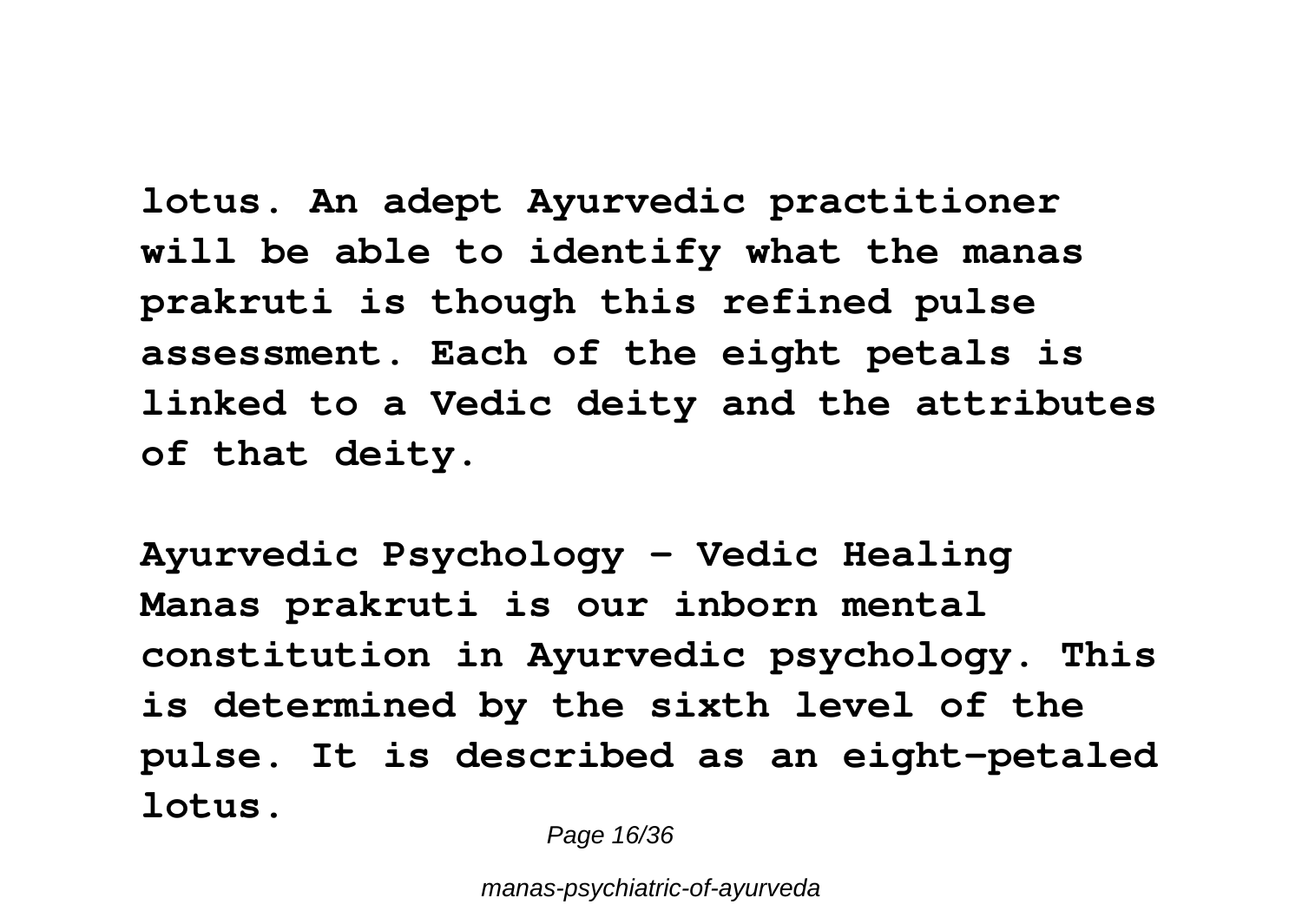lotus. An adept Ayurvedic practitioner will be able to identify what the manas prakruti is though this refined pulse assessment. Each of the eight petals is linked to a Vedic deity and the attributes of that deity.

**Ayurvedic Psychology - Vedic Healing**

Manas prakruti is our inborn mental constitution in Ayurvedic psychology. This is determined by the sixth level of the pulse. It is described as an eight-petaled lotus.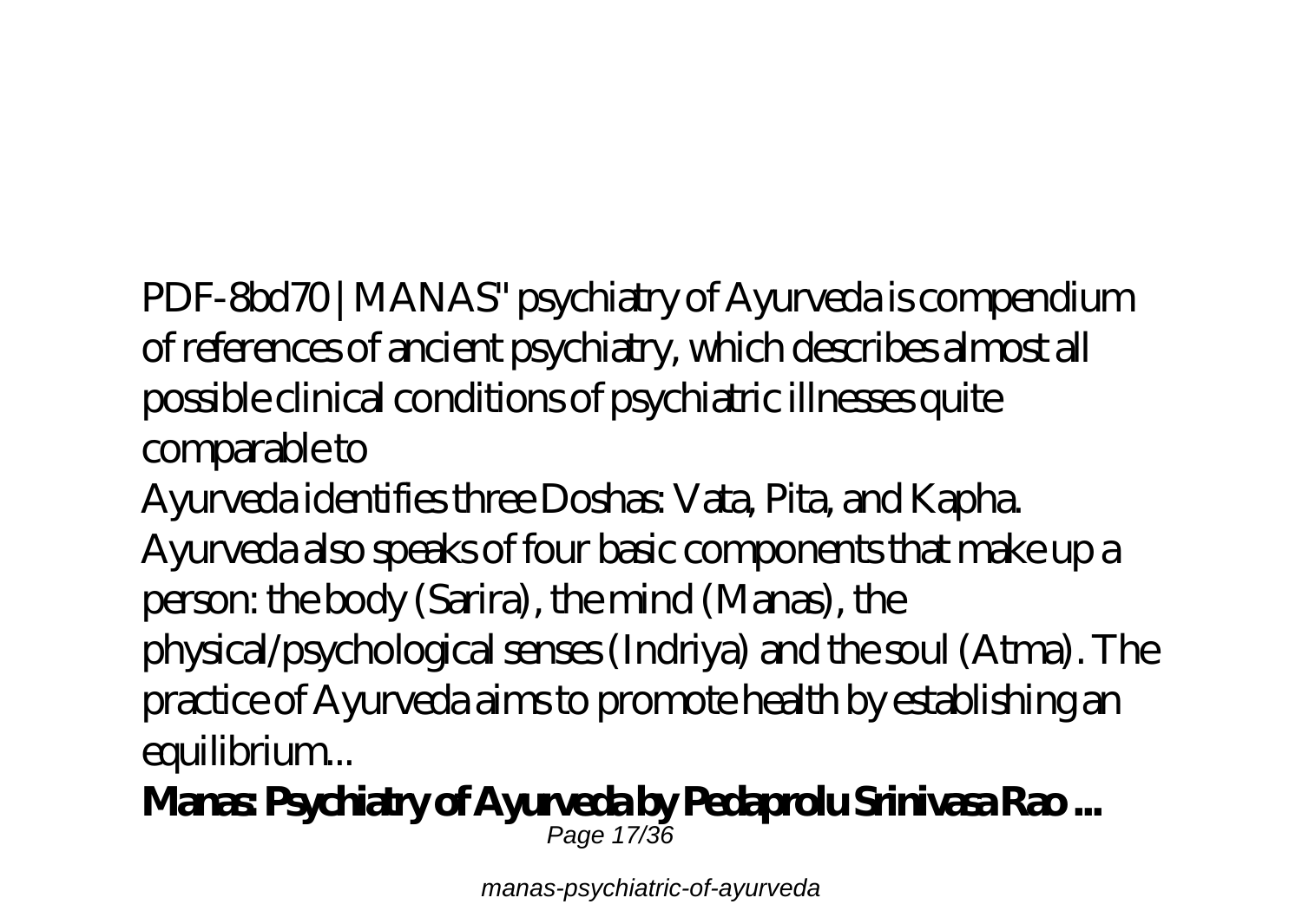PDF-8bd70 | MANAS" psychiatry of Ayurveda is compendium of references of ancient psychiatry, which describes almost all possible clinical conditions of psychiatric illnesses quite comparable to

Ayurveda identifies three Doshas: Vata, Pita, and Kapha. Ayurveda also speaks of four basic components that make up a person: the body (Sarira), the mind (Manas), the physical/psychological senses (Indriya) and the soul (Atma). The practice of Ayurveda aims to promote health by establishing an equilibrium...

**Manas: Psychiatry of Ayurveda by Pedaprolu Srinivasa Rao ...**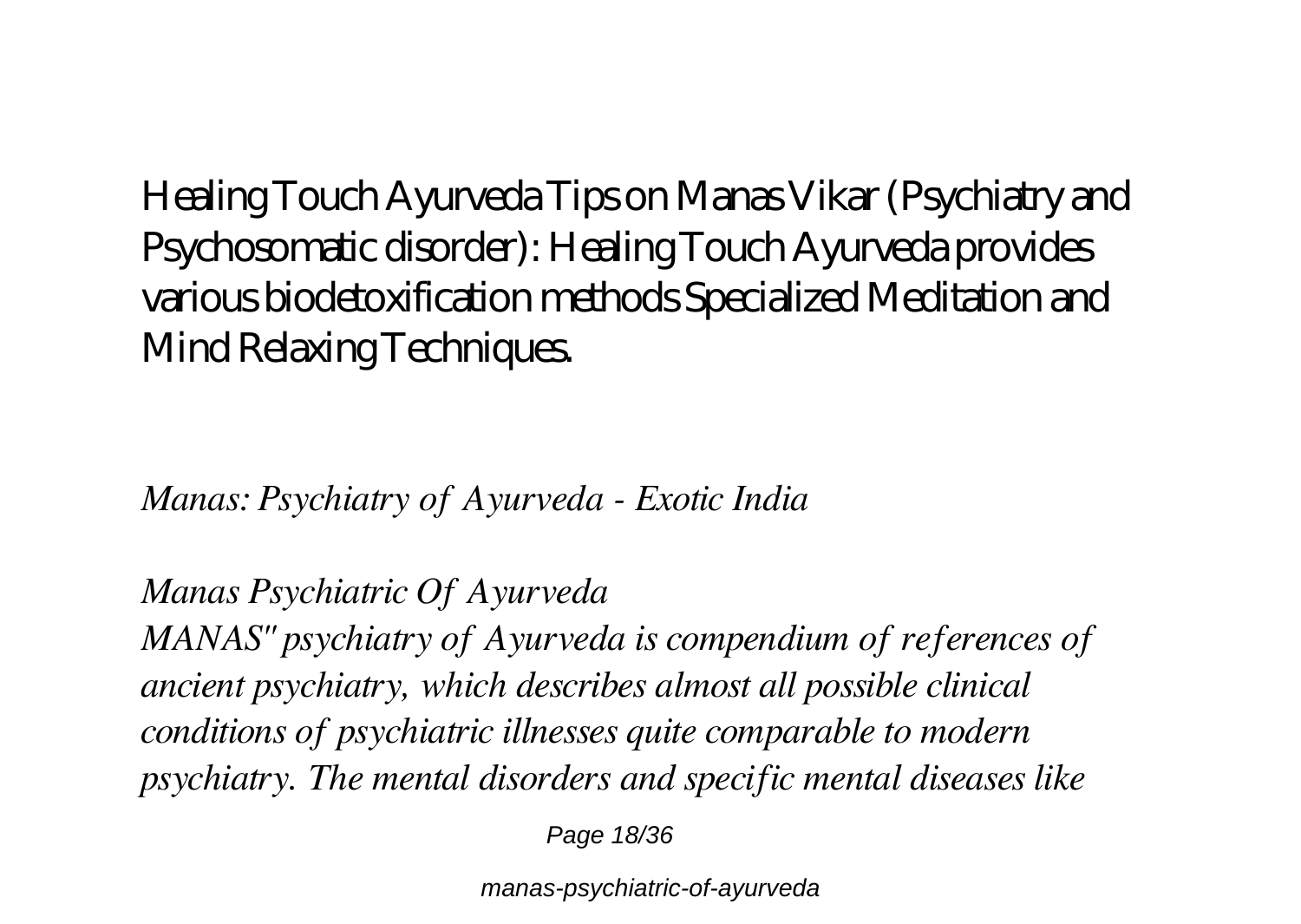Healing Touch Ayurveda Tips on Manas Vikar (Psychiatry and Psychosomatic disorder): Healing Touch Ayurveda provides various biodetoxification methods Specialized Meditation and Mind Relaxing Techniques.

*Manas: Psychiatry of Ayurveda - Exotic India*

*Manas Psychiatric Of Ayurveda*

*MANAS" psychiatry of Ayurveda is compendium of references of ancient psychiatry, which describes almost all possible clinical conditions of psychiatric illnesses quite comparable to modern psychiatry. The mental disorders and specific mental diseases like*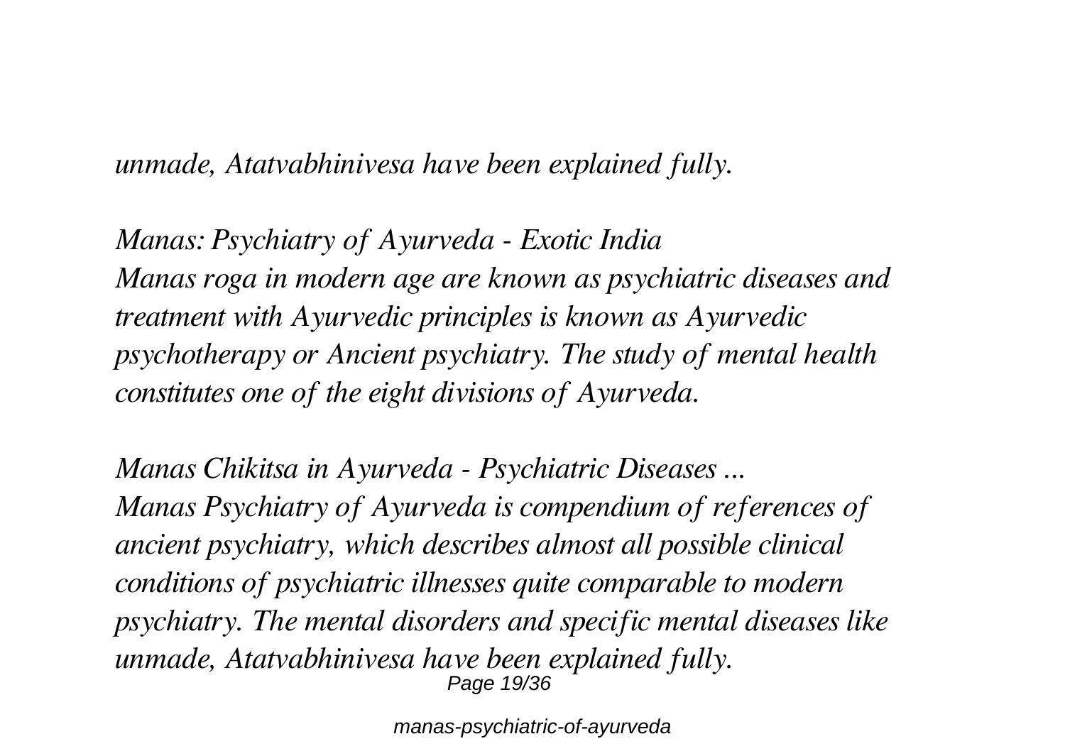*unmade, Atatvabhinivesa have been explained fully.*

*Manas: Psychiatry of Ayurveda - Exotic India*
*Manas roga in modern age are known as psychiatric diseases and treatment with Ayurvedic principles is known as Ayurvedic psychotherapy or Ancient psychiatry. The study of mental health constitutes one of the eight divisions of Ayurveda.*

*Manas Chikitsa in Ayurveda - Psychiatric Diseases ...*
*Manas Psychiatry of Ayurveda is compendium of references of ancient psychiatry, which describes almost all possible clinical conditions of psychiatric illnesses quite comparable to modern psychiatry. The mental disorders and specific mental diseases like unmade, Atatvabhinivesa have been explained fully.*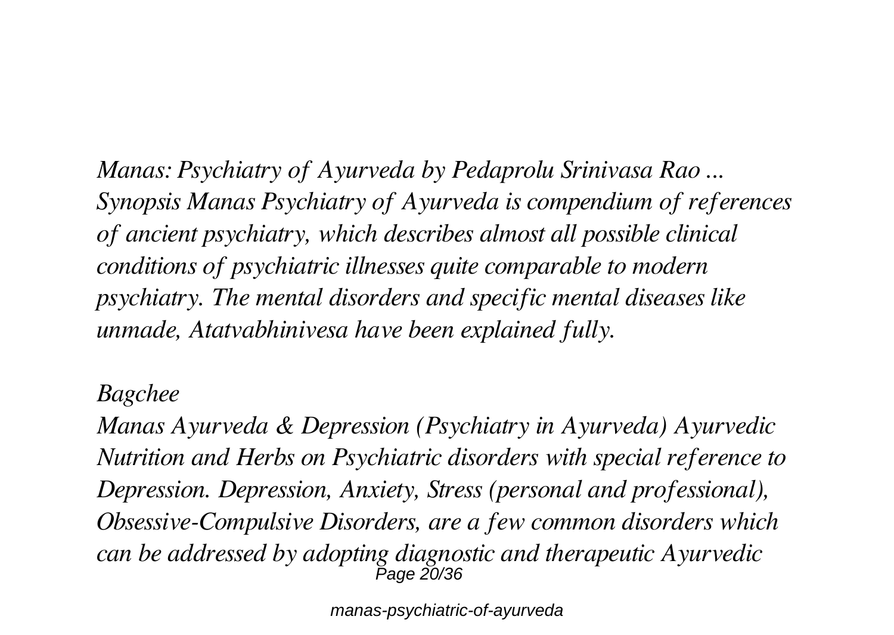*Manas: Psychiatry of Ayurveda by Pedaprolu Srinivasa Rao ...*
*Synopsis Manas Psychiatry of Ayurveda is compendium of references of ancient psychiatry, which describes almost all possible clinical conditions of psychiatric illnesses quite comparable to modern psychiatry. The mental disorders and specific mental diseases like unmade, Atatvabhinivesa have been explained fully.*

*Bagchee*

*Manas Ayurveda & Depression (Psychiatry in Ayurveda) Ayurvedic Nutrition and Herbs on Psychiatric disorders with special reference to Depression. Depression, Anxiety, Stress (personal and professional), Obsessive-Compulsive Disorders, are a few common disorders which can be addressed by adopting diagnostic and therapeutic Ayurvedic*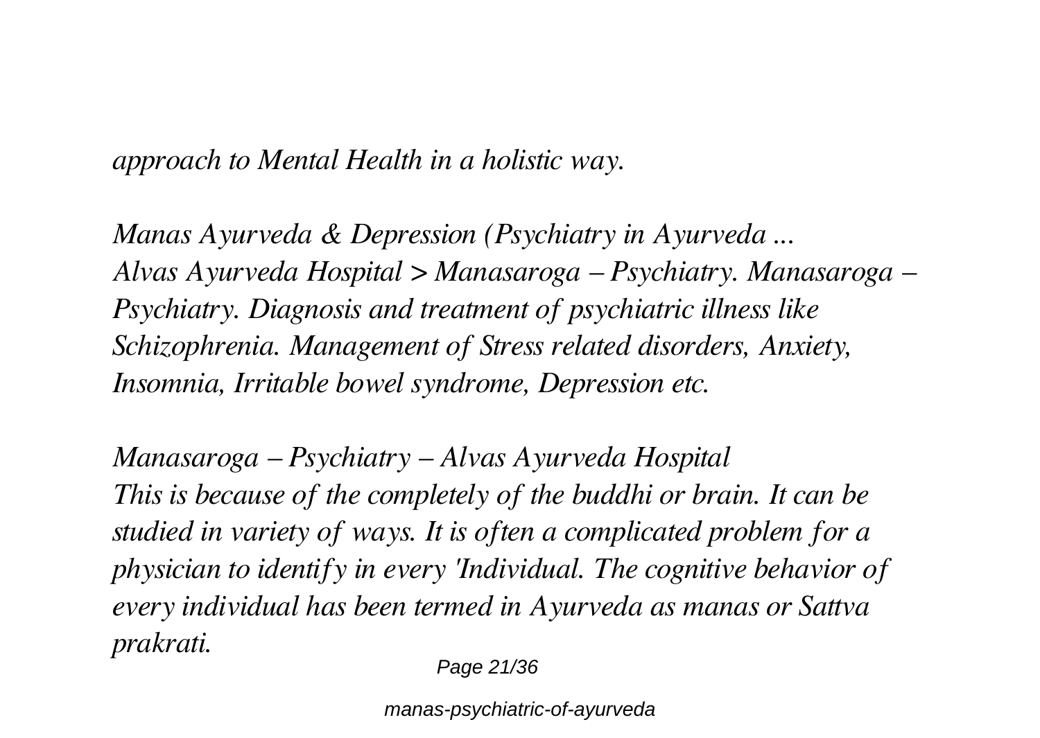*approach to Mental Health in a holistic way.*

*Manas Ayurveda & Depression (Psychiatry in Ayurveda ...*
*Alvas Ayurveda Hospital > Manasaroga – Psychiatry. Manasaroga – Psychiatry. Diagnosis and treatment of psychiatric illness like Schizophrenia. Management of Stress related disorders, Anxiety, Insomnia, Irritable bowel syndrome, Depression etc.*

*Manasaroga – Psychiatry – Alvas Ayurveda Hospital*
*This is because of the completely of the buddhi or brain. It can be studied in variety of ways. It is often a complicated problem for a physician to identify in every 'Individual. The cognitive behavior of every individual has been termed in Ayurveda as manas or Sattva prakrati.*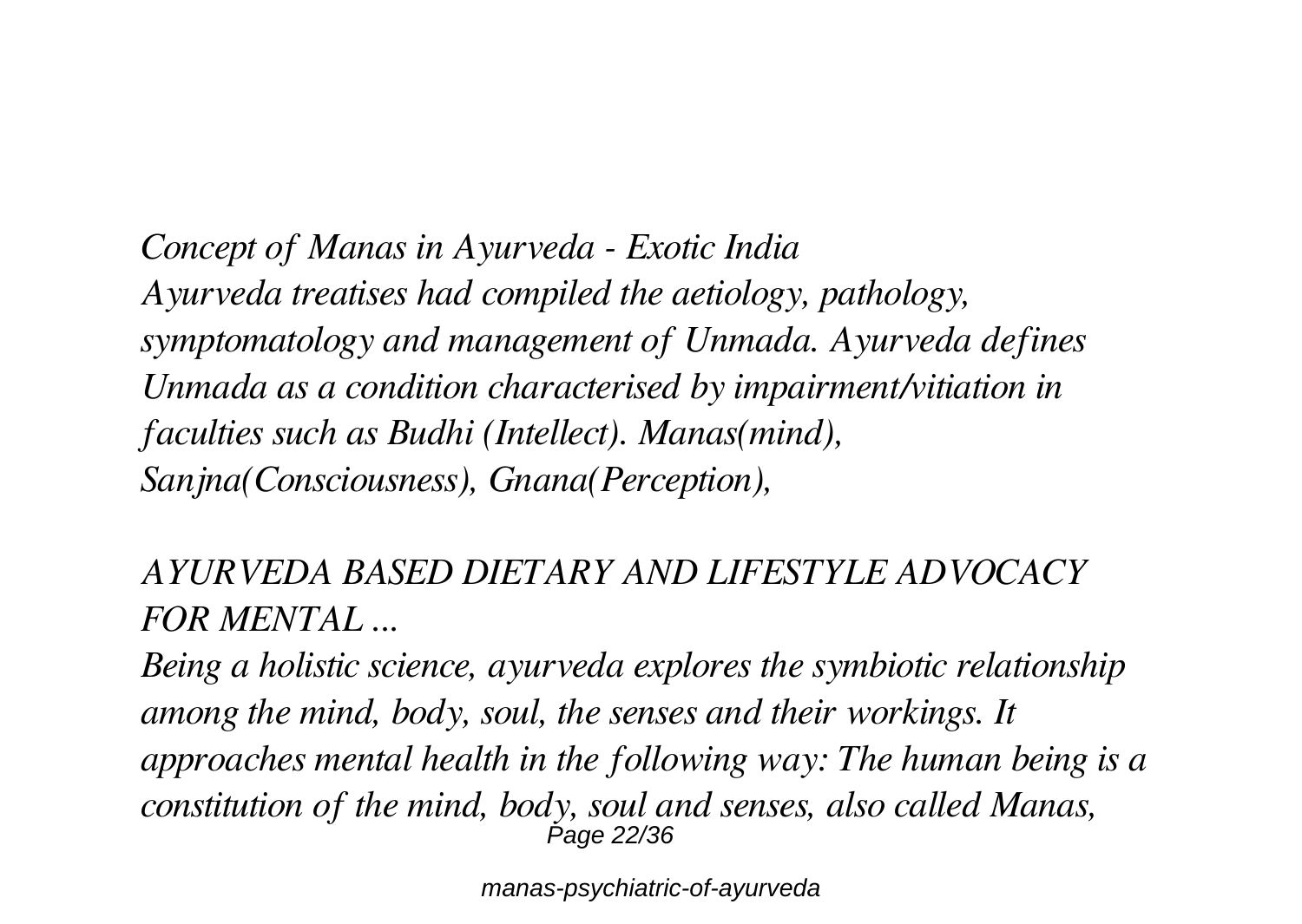*Concept of Manas in Ayurveda - Exotic India*
*Ayurveda treatises had compiled the aetiology, pathology, symptomatology and management of Unmada. Ayurveda defines Unmada as a condition characterised by impairment/vitiation in faculties such as Budhi (Intellect). Manas(mind), Sanjna(Consciousness), Gnana(Perception),*

*AYURVEDA BASED DIETARY AND LIFESTYLE ADVOCACY FOR MENTAL ...*

*Being a holistic science, ayurveda explores the symbiotic relationship among the mind, body, soul, the senses and their workings. It approaches mental health in the following way: The human being is a constitution of the mind, body, soul and senses, also called Manas,*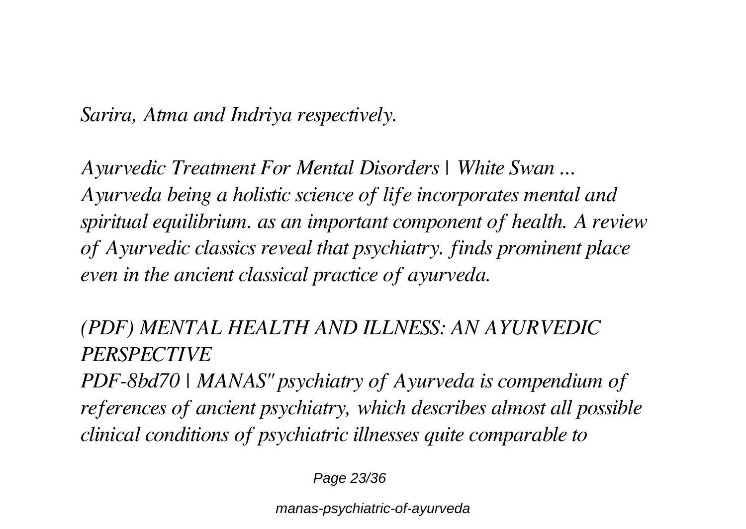*Sarira, Atma and Indriya respectively.*

*Ayurvedic Treatment For Mental Disorders | White Swan ...*
*Ayurveda being a holistic science of life incorporates mental and spiritual equilibrium. as an important component of health. A review of Ayurvedic classics reveal that psychiatry. finds prominent place even in the ancient classical practice of ayurveda.*

*(PDF) MENTAL HEALTH AND ILLNESS: AN AYURVEDIC PERSPECTIVE*
*PDF-8bd70 | MANAS" psychiatry of Ayurveda is compendium of references of ancient psychiatry, which describes almost all possible clinical conditions of psychiatric illnesses quite comparable to*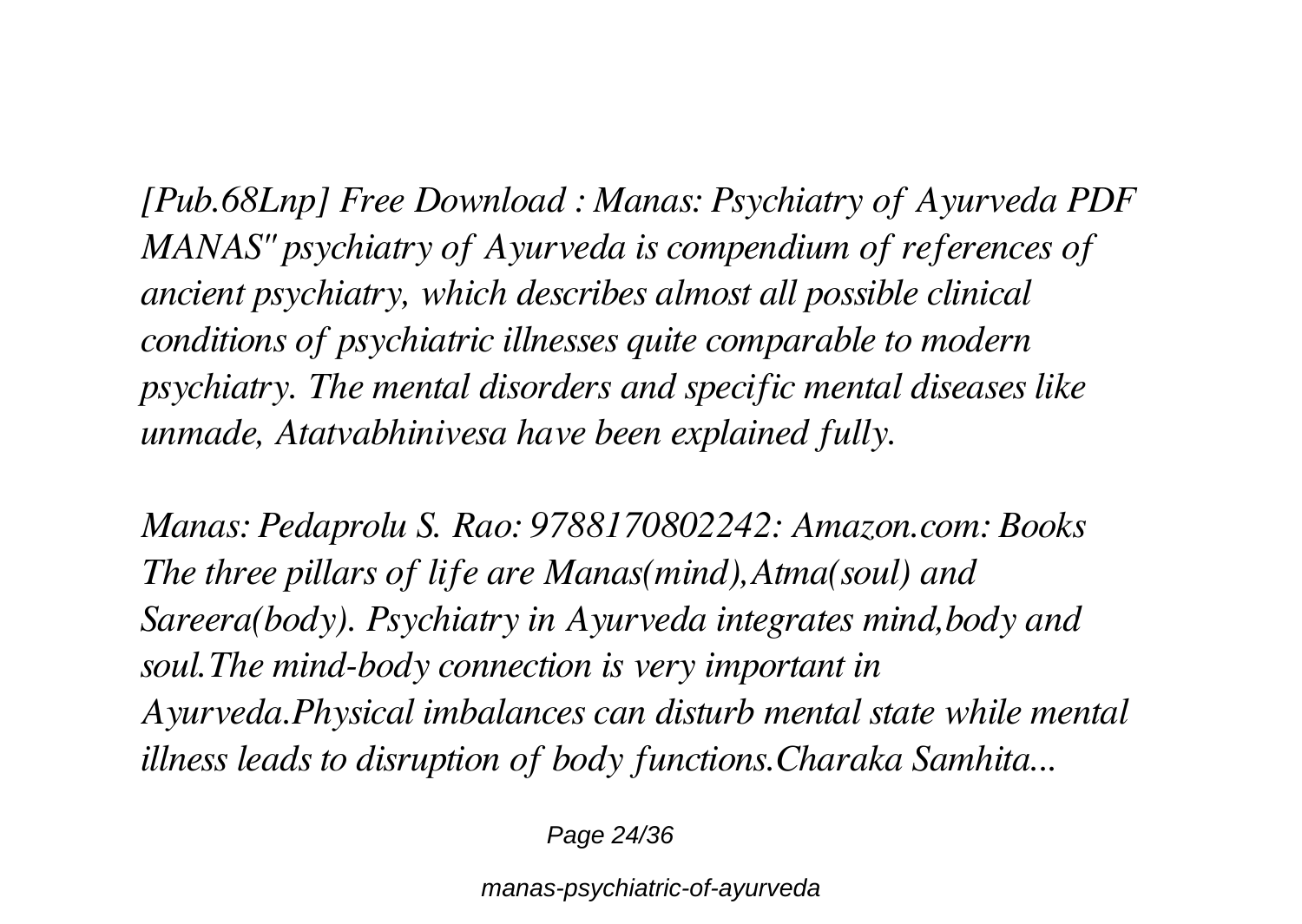*[Pub.68Lnp] Free Download : Manas: Psychiatry of Ayurveda PDF MANAS" psychiatry of Ayurveda is compendium of references of ancient psychiatry, which describes almost all possible clinical conditions of psychiatric illnesses quite comparable to modern psychiatry. The mental disorders and specific mental diseases like unmade, Atatvabhinivesa have been explained fully.*

*Manas: Pedaprolu S. Rao: 9788170802242: Amazon.com: Books The three pillars of life are Manas(mind),Atma(soul) and Sareera(body). Psychiatry in Ayurveda integrates mind,body and soul.The mind-body connection is very important in Ayurveda.Physical imbalances can disturb mental state while mental illness leads to disruption of body functions.Charaka Samhita...*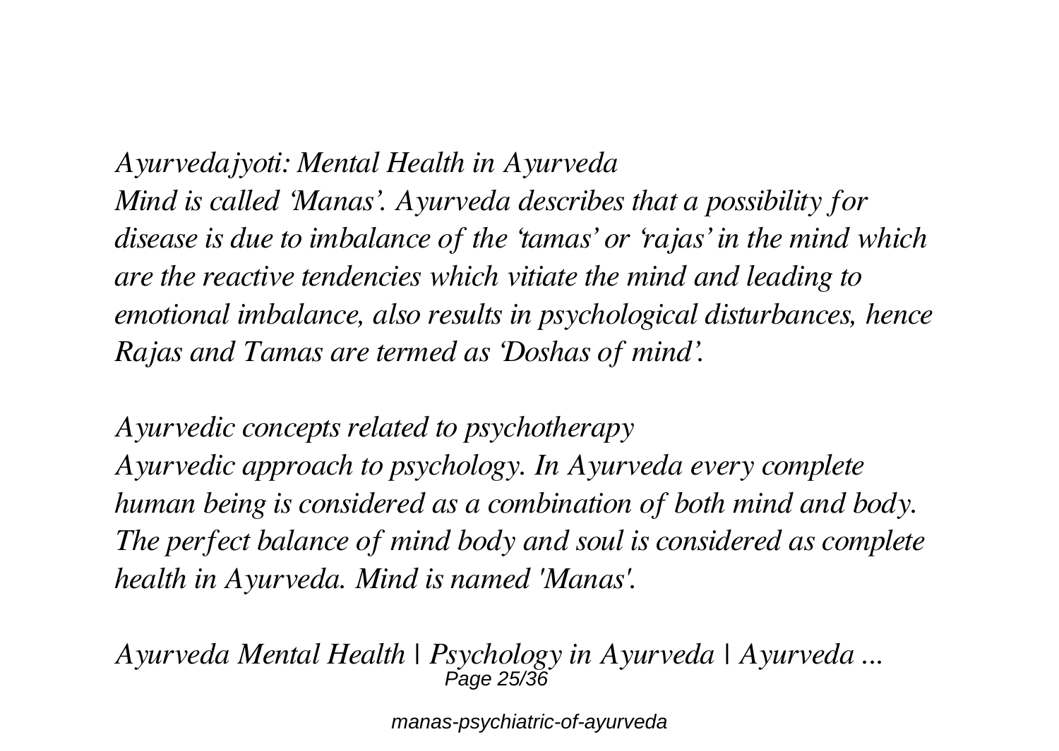*Ayurvedajyoti: Mental Health in Ayurveda*

*Mind is called 'Manas'. Ayurveda describes that a possibility for disease is due to imbalance of the 'tamas' or 'rajas' in the mind which are the reactive tendencies which vitiate the mind and leading to emotional imbalance, also results in psychological disturbances, hence Rajas and Tamas are termed as 'Doshas of mind'.*

*Ayurvedic concepts related to psychotherapy*

*Ayurvedic approach to psychology. In Ayurveda every complete human being is considered as a combination of both mind and body. The perfect balance of mind body and soul is considered as complete health in Ayurveda. Mind is named 'Manas'.*

*Ayurveda Mental Health | Psychology in Ayurveda | Ayurveda ...*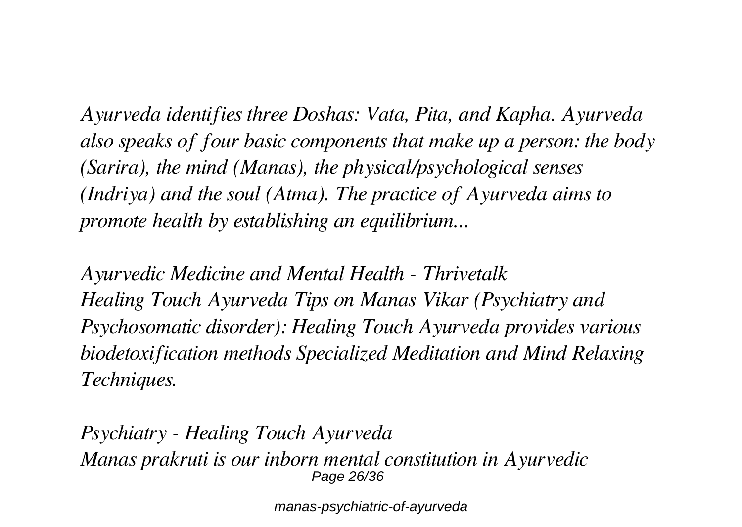*Ayurveda identifies three Doshas: Vata, Pita, and Kapha. Ayurveda also speaks of four basic components that make up a person: the body (Sarira), the mind (Manas), the physical/psychological senses (Indriya) and the soul (Atma). The practice of Ayurveda aims to promote health by establishing an equilibrium...*

*Ayurvedic Medicine and Mental Health - Thrivetalk*
*Healing Touch Ayurveda Tips on Manas Vikar (Psychiatry and Psychosomatic disorder): Healing Touch Ayurveda provides various biodetoxification methods Specialized Meditation and Mind Relaxing Techniques.*

*Psychiatry - Healing Touch Ayurveda*
*Manas prakruti is our inborn mental constitution in Ayurvedic*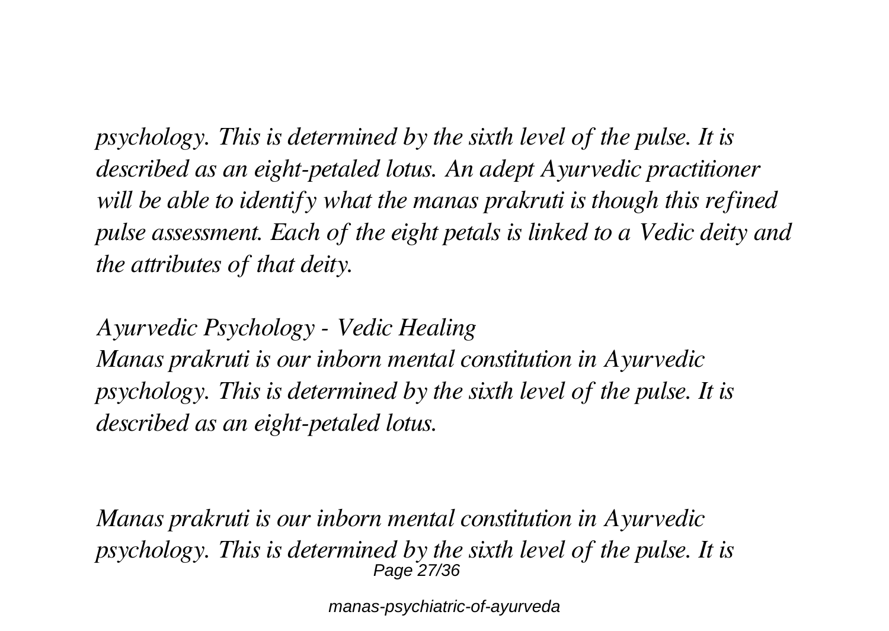*psychology. This is determined by the sixth level of the pulse. It is described as an eight-petaled lotus. An adept Ayurvedic practitioner will be able to identify what the manas prakruti is though this refined pulse assessment. Each of the eight petals is linked to a Vedic deity and the attributes of that deity.*

*Ayurvedic Psychology - Vedic Healing*
*Manas prakruti is our inborn mental constitution in Ayurvedic psychology. This is determined by the sixth level of the pulse. It is described as an eight-petaled lotus.*

*Manas prakruti is our inborn mental constitution in Ayurvedic psychology. This is determined by the sixth level of the pulse. It is*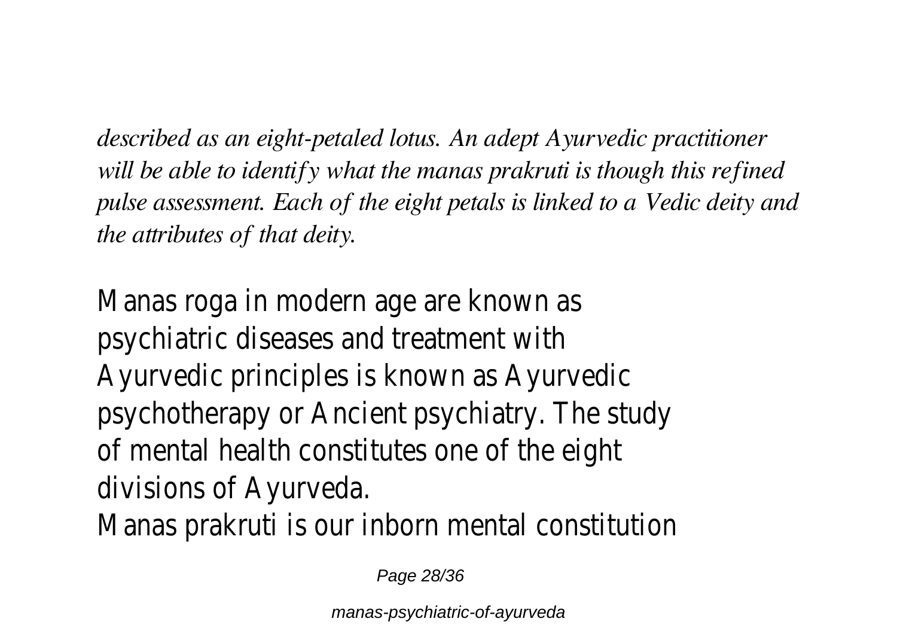*described as an eight-petaled lotus. An adept Ayurvedic practitioner will be able to identify what the manas prakruti is though this refined pulse assessment. Each of the eight petals is linked to a Vedic deity and the attributes of that deity.*

Manas roga in modern age are known as psychiatric diseases and treatment with Ayurvedic principles is known as Ayurvedic psychotherapy or Ancient psychiatry. The study of mental health constitutes one of the eight divisions of Ayurveda.

Manas prakruti is our inborn mental constitution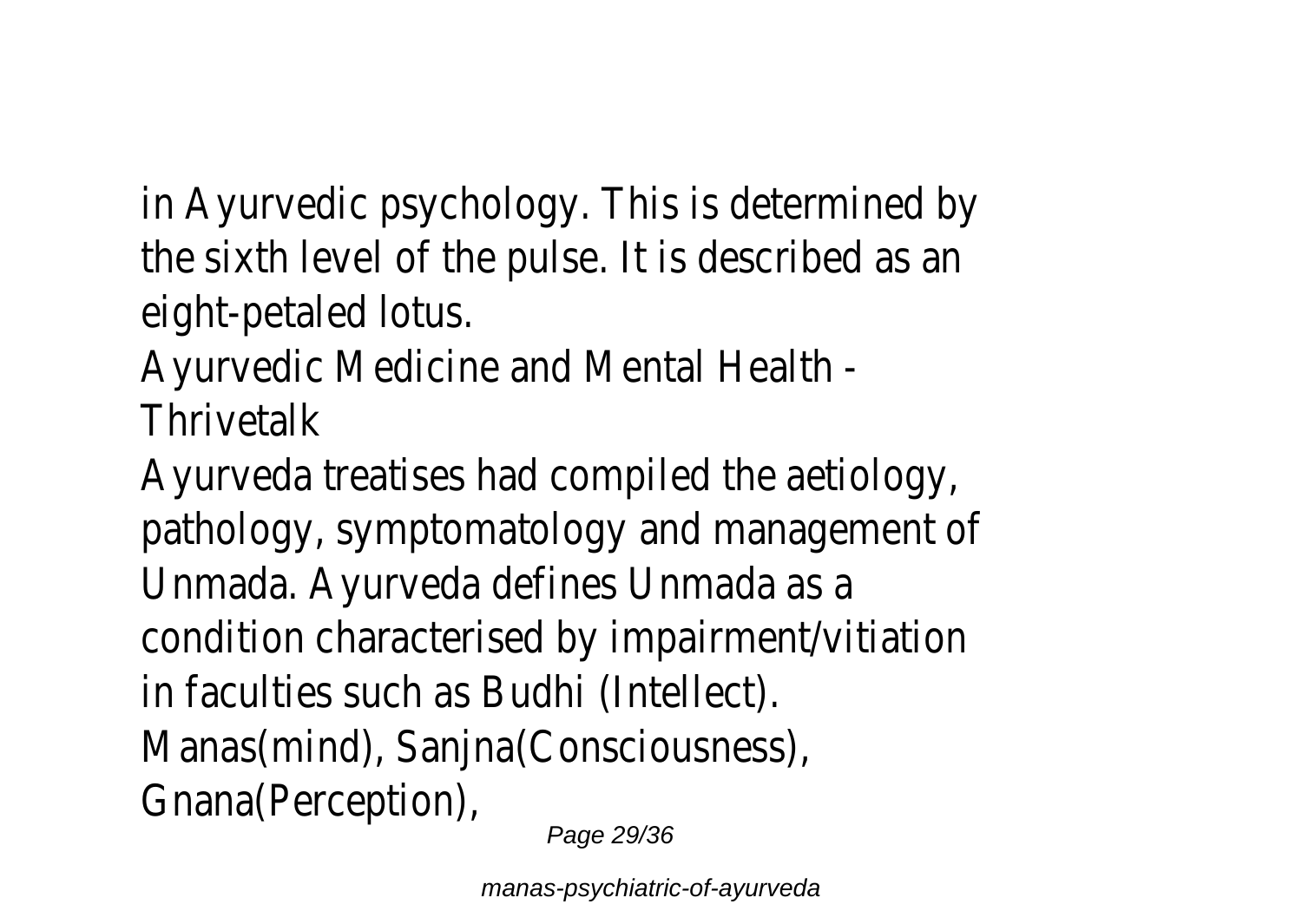in Ayurvedic psychology. This is determined by the sixth level of the pulse. It is described as an eight-petaled lotus.

Ayurvedic Medicine and Mental Health - Thrivetalk

Ayurveda treatises had compiled the aetiology, pathology, symptomatology and management of Unmada. Ayurveda defines Unmada as a condition characterised by impairment/vitiation in faculties such as Budhi (Intellect). Manas(mind), Sanjna(Consciousness), Gnana(Perception),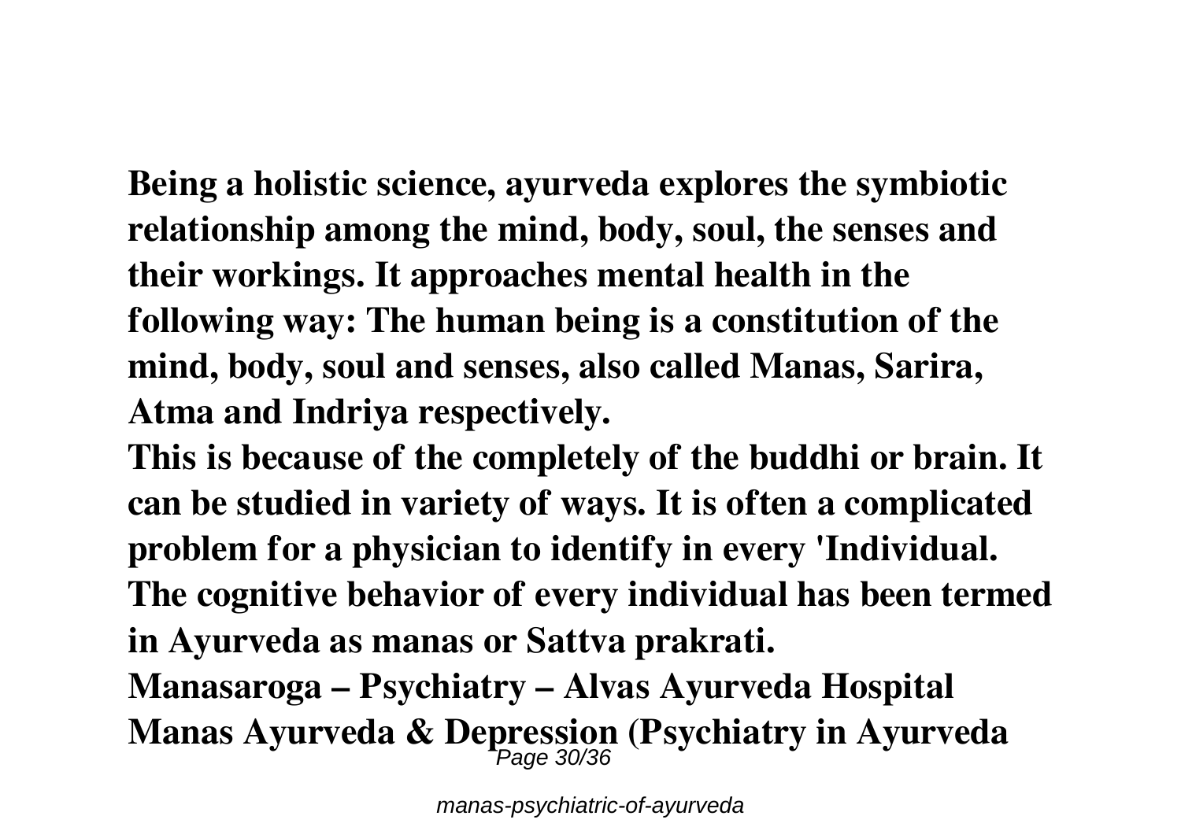**Being a holistic science, ayurveda explores the symbiotic relationship among the mind, body, soul, the senses and their workings. It approaches mental health in the following way: The human being is a constitution of the mind, body, soul and senses, also called Manas, Sarira, Atma and Indriya respectively.**

**This is because of the completely of the buddhi or brain. It can be studied in variety of ways. It is often a complicated problem for a physician to identify in every 'Individual. The cognitive behavior of every individual has been termed in Ayurveda as manas or Sattva prakrati.**

**Manasaroga – Psychiatry – Alvas Ayurveda Hospital**

**Manas Ayurveda & Depression (Psychiatry in Ayurveda**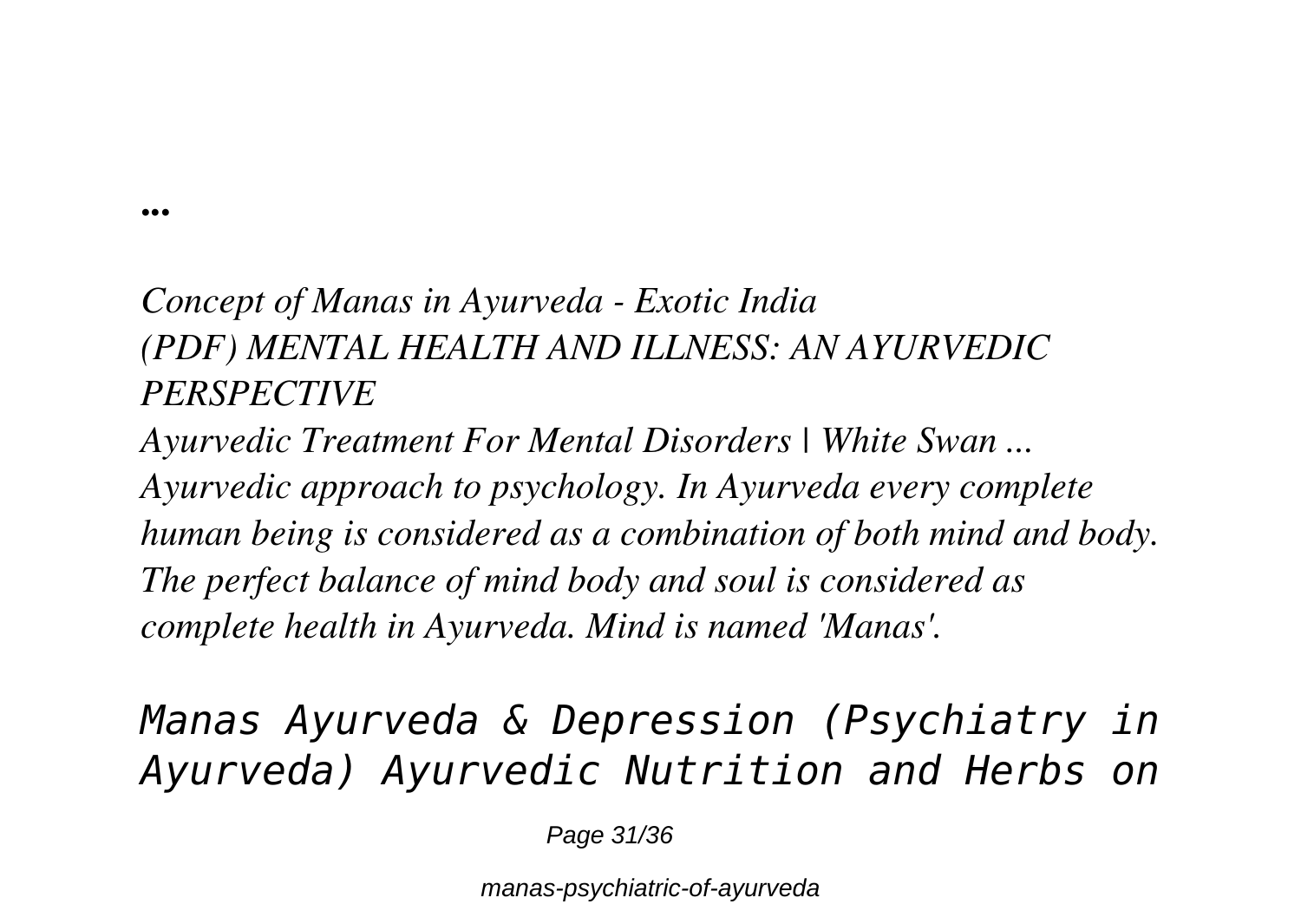...

*Concept of Manas in Ayurveda - Exotic India*
*(PDF) MENTAL HEALTH AND ILLNESS: AN AYURVEDIC PERSPECTIVE*
*Ayurvedic Treatment For Mental Disorders | White Swan ...*
*Ayurvedic approach to psychology. In Ayurveda every complete human being is considered as a combination of both mind and body. The perfect balance of mind body and soul is considered as complete health in Ayurveda. Mind is named 'Manas'.*

*Manas Ayurveda & Depression (Psychiatry in Ayurveda) Ayurvedic Nutrition and Herbs on*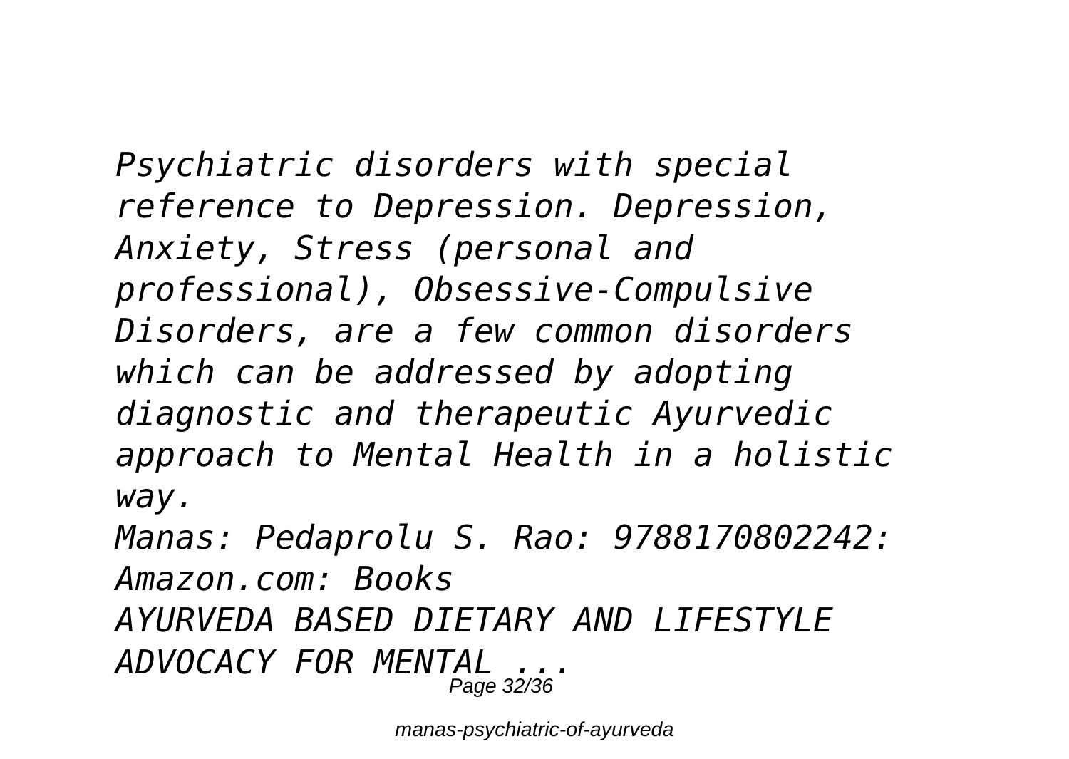*Psychiatric disorders with special reference to Depression. Depression, Anxiety, Stress (personal and professional), Obsessive-Compulsive Disorders, are a few common disorders which can be addressed by adopting diagnostic and therapeutic Ayurvedic approach to Mental Health in a holistic way.*

*Manas: Pedaprolu S. Rao: 9788170802242: Amazon.com: Books*

*AYURVEDA BASED DIETARY AND LIFESTYLE ADVOCACY FOR MENTAL ...*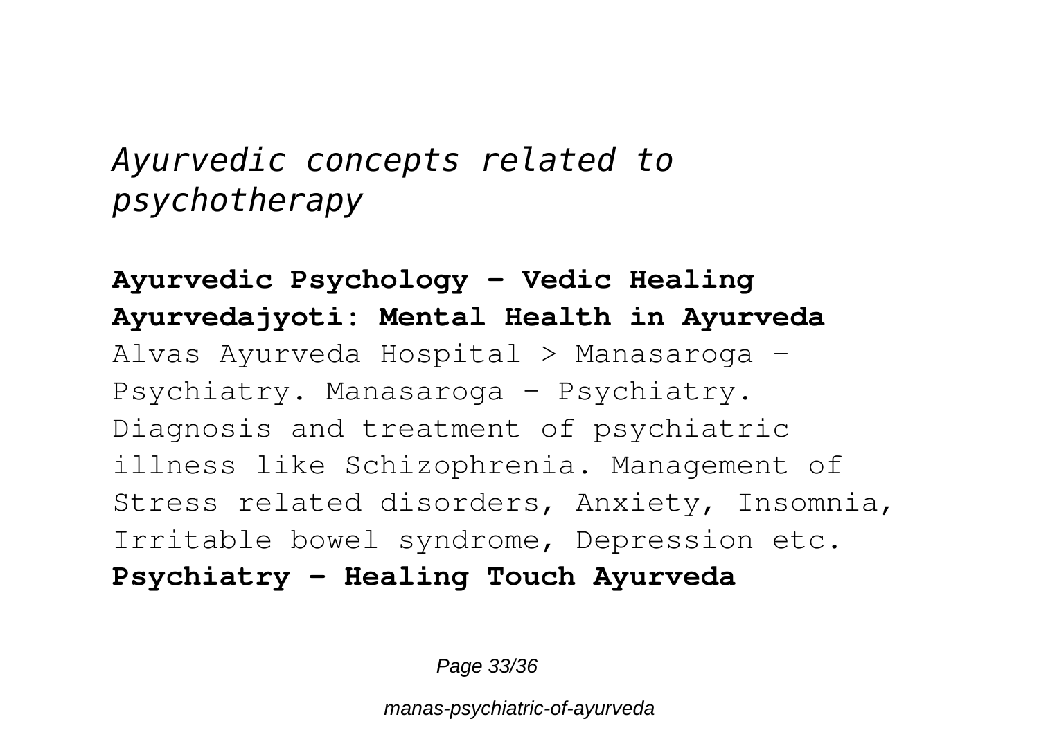## *Ayurvedic concepts related to psychotherapy*

**Ayurvedic Psychology - Vedic Healing**
**Ayurvedajyoti: Mental Health in Ayurveda**

Alvas Ayurveda Hospital > Manasaroga - Psychiatry. Manasaroga - Psychiatry. Diagnosis and treatment of psychiatric illness like Schizophrenia. Management of Stress related disorders, Anxiety, Insomnia, Irritable bowel syndrome, Depression etc.

**Psychiatry - Healing Touch Ayurveda**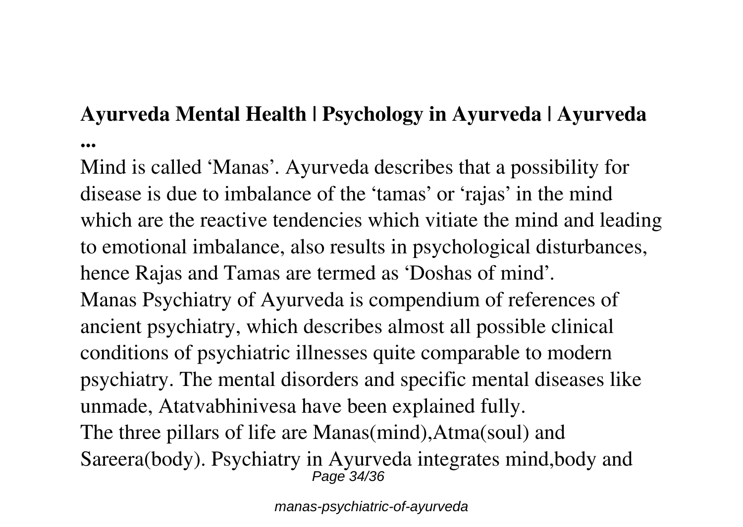## Ayurveda Mental Health | Psychology in Ayurveda | Ayurveda ...

Mind is called 'Manas'. Ayurveda describes that a possibility for disease is due to imbalance of the 'tamas' or 'rajas' in the mind which are the reactive tendencies which vitiate the mind and leading to emotional imbalance, also results in psychological disturbances, hence Rajas and Tamas are termed as 'Doshas of mind'.

Manas Psychiatry of Ayurveda is compendium of references of ancient psychiatry, which describes almost all possible clinical conditions of psychiatric illnesses quite comparable to modern psychiatry. The mental disorders and specific mental diseases like unmade, Atatvabhinivesa have been explained fully.

The three pillars of life are Manas(mind),Atma(soul) and Sareera(body). Psychiatry in Ayurveda integrates mind,body and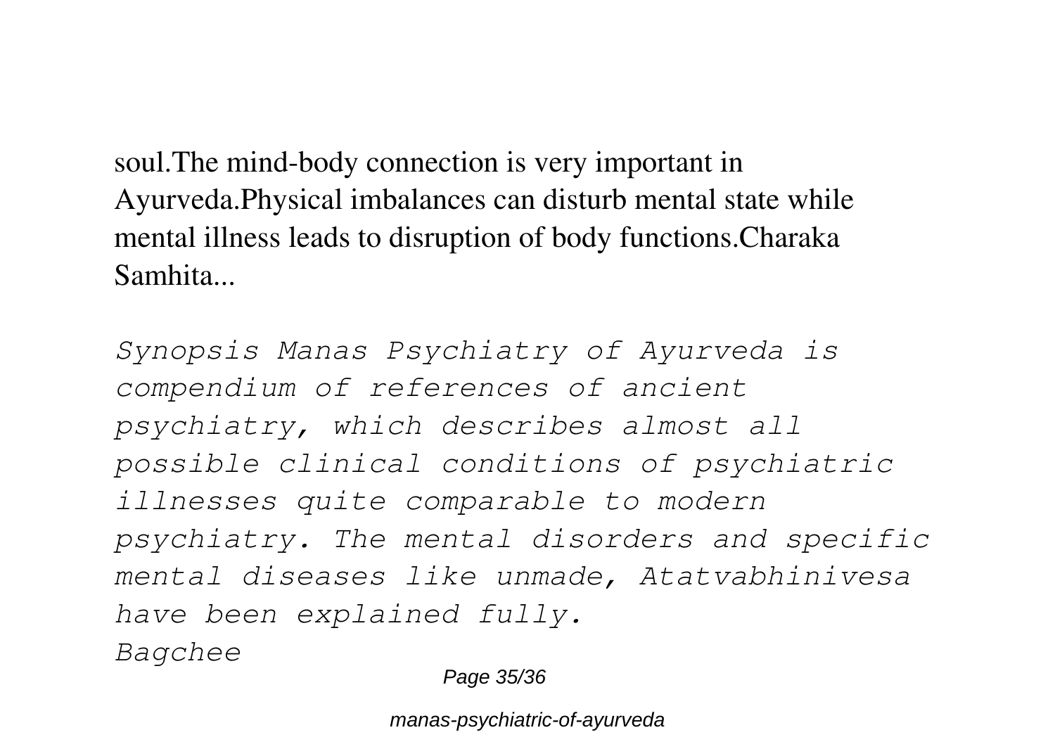soul.The mind-body connection is very important in Ayurveda.Physical imbalances can disturb mental state while mental illness leads to disruption of body functions.Charaka Samhita...

*Synopsis Manas Psychiatry of Ayurveda is compendium of references of ancient psychiatry, which describes almost all possible clinical conditions of psychiatric illnesses quite comparable to modern psychiatry. The mental disorders and specific mental diseases like unmade, Atatvabhinivesa have been explained fully.*
*Bagchee*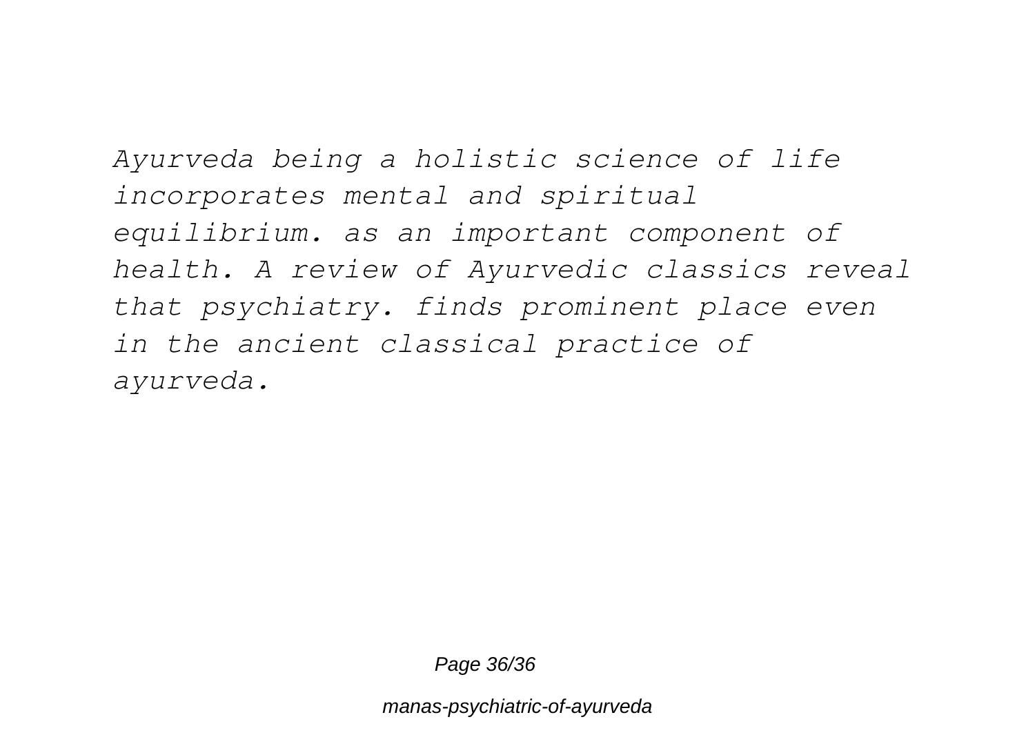*Ayurveda being a holistic science of life incorporates mental and spiritual equilibrium. as an important component of health. A review of Ayurvedic classics reveal that psychiatry. finds prominent place even in the ancient classical practice of ayurveda.*